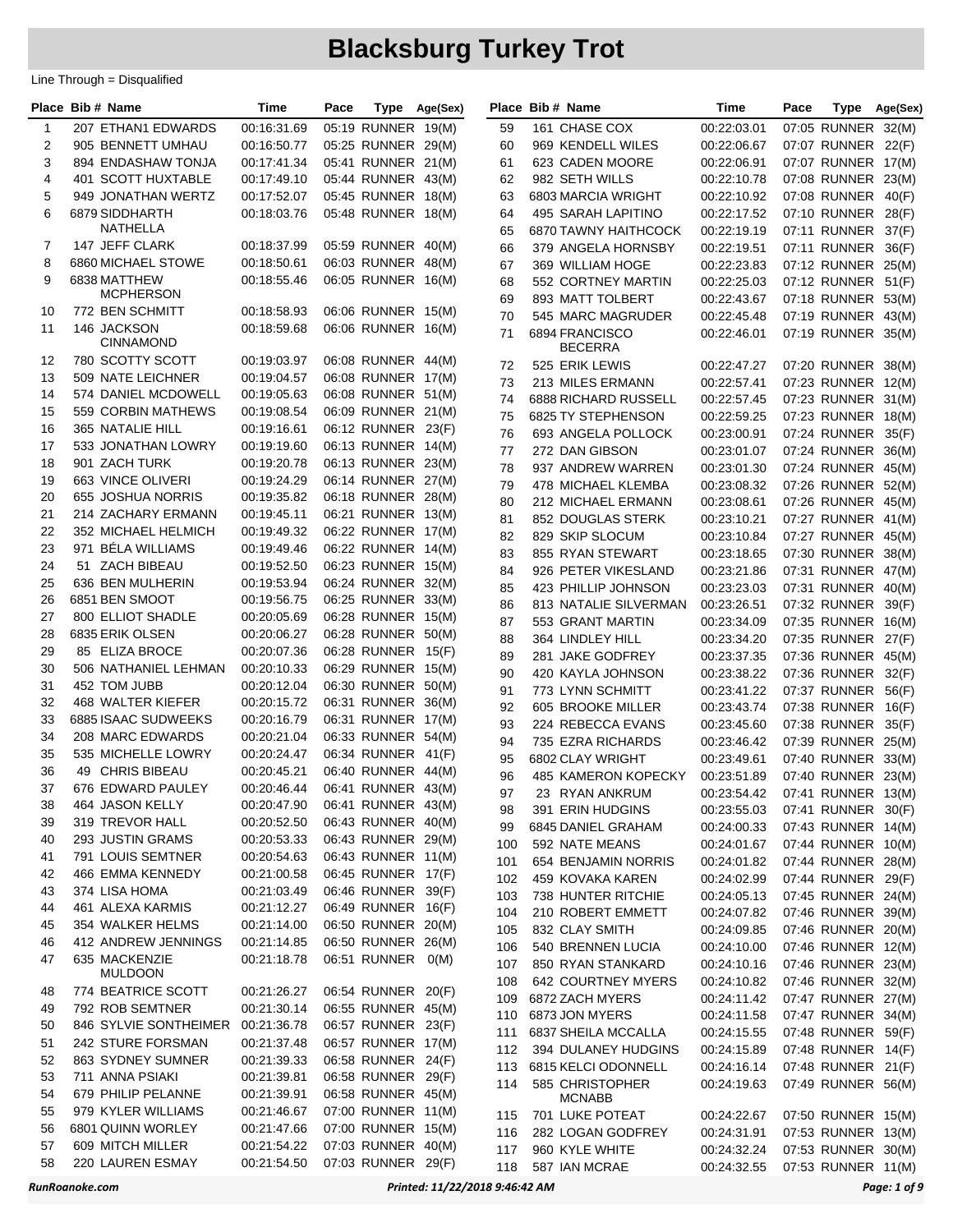# Blacksburg Turkey Trot

Line Through = Disqualified

| Place | Bib # | Name | Time | Pace | Type | Age(Sex) |
|---|---|---|---|---|---|---|
| 1 | 207 | ETHAN1 EDWARDS | 00:16:31.69 | 05:19 | RUNNER | 19(M) |
| 2 | 905 | BENNETT UMHAU | 00:16:50.77 | 05:25 | RUNNER | 29(M) |
| 3 | 894 | ENDASHAW TONJA | 00:17:41.34 | 05:41 | RUNNER | 21(M) |
| 4 | 401 | SCOTT HUXTABLE | 00:17:49.10 | 05:44 | RUNNER | 43(M) |
| 5 | 949 | JONATHAN WERTZ | 00:17:52.07 | 05:45 | RUNNER | 18(M) |
| 6 | 6879 | SIDDHARTH NATHELLA | 00:18:03.76 | 05:48 | RUNNER | 18(M) |
| 7 | 147 | JEFF CLARK | 00:18:37.99 | 05:59 | RUNNER | 40(M) |
| 8 | 6860 | MICHAEL STOWE | 00:18:50.61 | 06:03 | RUNNER | 48(M) |
| 9 | 6838 | MATTHEW MCPHERSON | 00:18:55.46 | 06:05 | RUNNER | 16(M) |
| 10 | 772 | BEN SCHMITT | 00:18:58.93 | 06:06 | RUNNER | 15(M) |
| 11 | 146 | JACKSON CINNAMOND | 00:18:59.68 | 06:06 | RUNNER | 16(M) |
| 12 | 780 | SCOTTY SCOTT | 00:19:03.97 | 06:08 | RUNNER | 44(M) |
| 13 | 509 | NATE LEICHNER | 00:19:04.57 | 06:08 | RUNNER | 17(M) |
| 14 | 574 | DANIEL MCDOWELL | 00:19:05.63 | 06:08 | RUNNER | 51(M) |
| 15 | 559 | CORBIN MATHEWS | 00:19:08.54 | 06:09 | RUNNER | 21(M) |
| 16 | 365 | NATALIE HILL | 00:19:16.61 | 06:12 | RUNNER | 23(F) |
| 17 | 533 | JONATHAN LOWRY | 00:19:19.60 | 06:13 | RUNNER | 14(M) |
| 18 | 901 | ZACH TURK | 00:19:20.78 | 06:13 | RUNNER | 23(M) |
| 19 | 663 | VINCE OLIVERI | 00:19:24.29 | 06:14 | RUNNER | 27(M) |
| 20 | 655 | JOSHUA NORRIS | 00:19:35.82 | 06:18 | RUNNER | 28(M) |
| 21 | 214 | ZACHARY ERMANN | 00:19:45.11 | 06:21 | RUNNER | 13(M) |
| 22 | 352 | MICHAEL HELMICH | 00:19:49.32 | 06:22 | RUNNER | 17(M) |
| 23 | 971 | BÉLA WILLIAMS | 00:19:49.46 | 06:22 | RUNNER | 14(M) |
| 24 | 51 | ZACH BIBEAU | 00:19:52.50 | 06:23 | RUNNER | 15(M) |
| 25 | 636 | BEN MULHERIN | 00:19:53.94 | 06:24 | RUNNER | 32(M) |
| 26 | 6851 | BEN SMOOT | 00:19:56.75 | 06:25 | RUNNER | 33(M) |
| 27 | 800 | ELLIOT SHADLE | 00:20:05.69 | 06:28 | RUNNER | 15(M) |
| 28 | 6835 | ERIK OLSEN | 00:20:06.27 | 06:28 | RUNNER | 50(M) |
| 29 | 85 | ELIZA BROCE | 00:20:07.36 | 06:28 | RUNNER | 15(F) |
| 30 | 506 | NATHANIEL LEHMAN | 00:20:10.33 | 06:29 | RUNNER | 15(M) |
| 31 | 452 | TOM JUBB | 00:20:12.04 | 06:30 | RUNNER | 50(M) |
| 32 | 468 | WALTER KIEFER | 00:20:15.72 | 06:31 | RUNNER | 36(M) |
| 33 | 6885 | ISAAC SUDWEEKS | 00:20:16.79 | 06:31 | RUNNER | 17(M) |
| 34 | 208 | MARC EDWARDS | 00:20:21.04 | 06:33 | RUNNER | 54(M) |
| 35 | 535 | MICHELLE LOWRY | 00:20:24.47 | 06:34 | RUNNER | 41(F) |
| 36 | 49 | CHRIS BIBEAU | 00:20:45.21 | 06:40 | RUNNER | 44(M) |
| 37 | 676 | EDWARD PAULEY | 00:20:46.44 | 06:41 | RUNNER | 43(M) |
| 38 | 464 | JASON KELLY | 00:20:47.90 | 06:41 | RUNNER | 43(M) |
| 39 | 319 | TREVOR HALL | 00:20:52.50 | 06:43 | RUNNER | 40(M) |
| 40 | 293 | JUSTIN GRAMS | 00:20:53.33 | 06:43 | RUNNER | 29(M) |
| 41 | 791 | LOUIS SEMTNER | 00:20:54.63 | 06:43 | RUNNER | 11(M) |
| 42 | 466 | EMMA KENNEDY | 00:21:00.58 | 06:45 | RUNNER | 17(F) |
| 43 | 374 | LISA HOMA | 00:21:03.49 | 06:46 | RUNNER | 39(F) |
| 44 | 461 | ALEXA KARMIS | 00:21:12.27 | 06:49 | RUNNER | 16(F) |
| 45 | 354 | WALKER HELMS | 00:21:14.00 | 06:50 | RUNNER | 20(M) |
| 46 | 412 | ANDREW JENNINGS | 00:21:14.85 | 06:50 | RUNNER | 26(M) |
| 47 | 635 | MACKENZIE MULDOON | 00:21:18.78 | 06:51 | RUNNER | 0(M) |
| 48 | 774 | BEATRICE SCOTT | 00:21:26.27 | 06:54 | RUNNER | 20(F) |
| 49 | 792 | ROB SEMTNER | 00:21:30.14 | 06:55 | RUNNER | 45(M) |
| 50 | 846 | SYLVIE SONTHEIMER | 00:21:36.78 | 06:57 | RUNNER | 23(F) |
| 51 | 242 | STURE FORSMAN | 00:21:37.48 | 06:57 | RUNNER | 17(M) |
| 52 | 863 | SYDNEY SUMNER | 00:21:39.33 | 06:58 | RUNNER | 24(F) |
| 53 | 711 | ANNA PSIAKI | 00:21:39.81 | 06:58 | RUNNER | 29(F) |
| 54 | 679 | PHILIP PELANNE | 00:21:39.91 | 06:58 | RUNNER | 45(M) |
| 55 | 979 | KYLER WILLIAMS | 00:21:46.67 | 07:00 | RUNNER | 11(M) |
| 56 | 6801 | QUINN WORLEY | 00:21:47.66 | 07:00 | RUNNER | 15(M) |
| 57 | 609 | MITCH MILLER | 00:21:54.22 | 07:03 | RUNNER | 40(M) |
| 58 | 220 | LAUREN ESMAY | 00:21:54.50 | 07:03 | RUNNER | 29(F) |
| 59 | 161 | CHASE COX | 00:22:03.01 | 07:05 | RUNNER | 32(M) |
| 60 | 969 | KENDELL WILES | 00:22:06.67 | 07:07 | RUNNER | 22(F) |
| 61 | 623 | CADEN MOORE | 00:22:06.91 | 07:07 | RUNNER | 17(M) |
| 62 | 982 | SETH WILLS | 00:22:10.78 | 07:08 | RUNNER | 23(M) |
| 63 | 6803 | MARCIA WRIGHT | 00:22:10.92 | 07:08 | RUNNER | 40(F) |
| 64 | 495 | SARAH LAPITINO | 00:22:17.52 | 07:10 | RUNNER | 28(F) |
| 65 | 6870 | TAWNY HAITHCOCK | 00:22:19.19 | 07:11 | RUNNER | 37(F) |
| 66 | 379 | ANGELA HORNSBY | 00:22:19.51 | 07:11 | RUNNER | 36(F) |
| 67 | 369 | WILLIAM HOGE | 00:22:23.83 | 07:12 | RUNNER | 25(M) |
| 68 | 552 | CORTNEY MARTIN | 00:22:25.03 | 07:12 | RUNNER | 51(F) |
| 69 | 893 | MATT TOLBERT | 00:22:43.67 | 07:18 | RUNNER | 53(M) |
| 70 | 545 | MARC MAGRUDER | 00:22:45.48 | 07:19 | RUNNER | 43(M) |
| 71 | 6894 | FRANCISCO BECERRA | 00:22:46.01 | 07:19 | RUNNER | 35(M) |
| 72 | 525 | ERIK LEWIS | 00:22:47.27 | 07:20 | RUNNER | 38(M) |
| 73 | 213 | MILES ERMANN | 00:22:57.41 | 07:23 | RUNNER | 12(M) |
| 74 | 6888 | RICHARD RUSSELL | 00:22:57.45 | 07:23 | RUNNER | 31(M) |
| 75 | 6825 | TY STEPHENSON | 00:22:59.25 | 07:23 | RUNNER | 18(M) |
| 76 | 693 | ANGELA POLLOCK | 00:23:00.91 | 07:24 | RUNNER | 35(F) |
| 77 | 272 | DAN GIBSON | 00:23:01.07 | 07:24 | RUNNER | 36(M) |
| 78 | 937 | ANDREW WARREN | 00:23:01.30 | 07:24 | RUNNER | 45(M) |
| 79 | 478 | MICHAEL KLEMBA | 00:23:08.32 | 07:26 | RUNNER | 52(M) |
| 80 | 212 | MICHAEL ERMANN | 00:23:08.61 | 07:26 | RUNNER | 45(M) |
| 81 | 852 | DOUGLAS STERK | 00:23:10.21 | 07:27 | RUNNER | 41(M) |
| 82 | 829 | SKIP SLOCUM | 00:23:10.84 | 07:27 | RUNNER | 45(M) |
| 83 | 855 | RYAN STEWART | 00:23:18.65 | 07:30 | RUNNER | 38(M) |
| 84 | 926 | PETER VIKESLAND | 00:23:21.86 | 07:31 | RUNNER | 47(M) |
| 85 | 423 | PHILLIP JOHNSON | 00:23:23.03 | 07:31 | RUNNER | 40(M) |
| 86 | 813 | NATALIE SILVERMAN | 00:23:26.51 | 07:32 | RUNNER | 39(F) |
| 87 | 553 | GRANT MARTIN | 00:23:34.09 | 07:35 | RUNNER | 16(M) |
| 88 | 364 | LINDLEY HILL | 00:23:34.20 | 07:35 | RUNNER | 27(F) |
| 89 | 281 | JAKE GODFREY | 00:23:37.35 | 07:36 | RUNNER | 45(M) |
| 90 | 420 | KAYLA JOHNSON | 00:23:38.22 | 07:36 | RUNNER | 32(F) |
| 91 | 773 | LYNN SCHMITT | 00:23:41.22 | 07:37 | RUNNER | 56(F) |
| 92 | 605 | BROOKE MILLER | 00:23:43.74 | 07:38 | RUNNER | 16(F) |
| 93 | 224 | REBECCA EVANS | 00:23:45.60 | 07:38 | RUNNER | 35(F) |
| 94 | 735 | EZRA RICHARDS | 00:23:46.42 | 07:39 | RUNNER | 25(M) |
| 95 | 6802 | CLAY WRIGHT | 00:23:49.61 | 07:40 | RUNNER | 33(M) |
| 96 | 485 | KAMERON KOPECKY | 00:23:51.89 | 07:40 | RUNNER | 23(M) |
| 97 | 23 | RYAN ANKRUM | 00:23:54.42 | 07:41 | RUNNER | 13(M) |
| 98 | 391 | ERIN HUDGINS | 00:23:55.03 | 07:41 | RUNNER | 30(F) |
| 99 | 6845 | DANIEL GRAHAM | 00:24:00.33 | 07:43 | RUNNER | 14(M) |
| 100 | 592 | NATE MEANS | 00:24:01.67 | 07:44 | RUNNER | 10(M) |
| 101 | 654 | BENJAMIN NORRIS | 00:24:01.82 | 07:44 | RUNNER | 28(M) |
| 102 | 459 | KOVAKA KAREN | 00:24:02.99 | 07:44 | RUNNER | 29(F) |
| 103 | 738 | HUNTER RITCHIE | 00:24:05.13 | 07:45 | RUNNER | 24(M) |
| 104 | 210 | ROBERT EMMETT | 00:24:07.82 | 07:46 | RUNNER | 39(M) |
| 105 | 832 | CLAY SMITH | 00:24:09.85 | 07:46 | RUNNER | 20(M) |
| 106 | 540 | BRENNEN LUCIA | 00:24:10.00 | 07:46 | RUNNER | 12(M) |
| 107 | 850 | RYAN STANKARD | 00:24:10.16 | 07:46 | RUNNER | 23(M) |
| 108 | 642 | COURTNEY MYERS | 00:24:10.82 | 07:46 | RUNNER | 32(F) |
| 109 | 6872 | ZACH MYERS | 00:24:11.42 | 07:47 | RUNNER | 27(M) |
| 110 | 6873 | JON MYERS | 00:24:11.58 | 07:47 | RUNNER | 34(M) |
| 111 | 6837 | SHEILA MCCALLA | 00:24:15.55 | 07:48 | RUNNER | 59(F) |
| 112 | 394 | DULANEY HUDGINS | 00:24:15.89 | 07:48 | RUNNER | 14(F) |
| 113 | 6815 | KELCI ODONNELL | 00:24:16.14 | 07:48 | RUNNER | 21(F) |
| 114 | 585 | CHRISTOPHER MCNABB | 00:24:19.63 | 07:49 | RUNNER | 56(M) |
| 115 | 701 | LUKE POTEAT | 00:24:22.67 | 07:50 | RUNNER | 15(M) |
| 116 | 282 | LOGAN GODFREY | 00:24:31.91 | 07:53 | RUNNER | 13(M) |
| 117 | 960 | KYLE WHITE | 00:24:32.24 | 07:53 | RUNNER | 30(M) |
| 118 | 587 | IAN MCRAE | 00:24:32.55 | 07:53 | RUNNER | 11(M) |

RunRoanoke.com — Printed: 11/22/2018 9:46:42 AM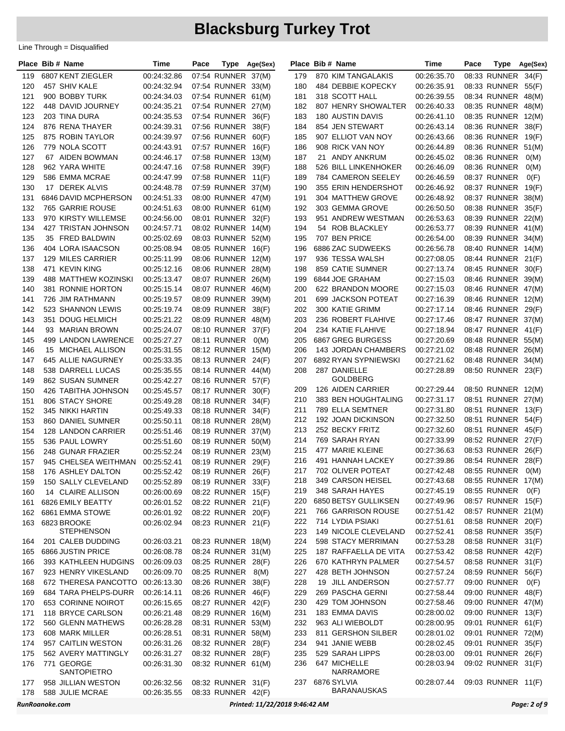# Blacksburg Turkey Trot

Line Through = Disqualified

| Place | Bib # | Name | Time | Pace | Type | Age(Sex) |
|---|---|---|---|---|---|---|
| 119 | 6807 | KENT ZIEGLER | 00:24:32.86 | 07:54 | RUNNER | 37(M) |
| 120 | 457 | SHIV KALE | 00:24:32.94 | 07:54 | RUNNER | 33(M) |
| 121 | 900 | BOBBY TURK | 00:24:34.03 | 07:54 | RUNNER | 61(M) |
| 122 | 448 | DAVID JOURNEY | 00:24:35.21 | 07:54 | RUNNER | 27(M) |
| 123 | 203 | TINA DURA | 00:24:35.53 | 07:54 | RUNNER | 36(F) |
| 124 | 876 | RENA THAYER | 00:24:39.31 | 07:56 | RUNNER | 38(F) |
| 125 | 875 | ROBIN TAYLOR | 00:24:39.97 | 07:56 | RUNNER | 60(F) |
| 126 | 779 | NOLA SCOTT | 00:24:43.91 | 07:57 | RUNNER | 16(F) |
| 127 | 67 | AIDEN BOWMAN | 00:24:46.17 | 07:58 | RUNNER | 13(M) |
| 128 | 962 | YARA WHITE | 00:24:47.16 | 07:58 | RUNNER | 39(F) |
| 129 | 586 | EMMA MCRAE | 00:24:47.99 | 07:58 | RUNNER | 11(F) |
| 130 | 17 | DEREK ALVIS | 00:24:48.78 | 07:59 | RUNNER | 37(M) |
| 131 | 6846 | DAVID MCPHERSON | 00:24:51.33 | 08:00 | RUNNER | 47(M) |
| 132 | 765 | GARRIE ROUSE | 00:24:51.63 | 08:00 | RUNNER | 61(M) |
| 133 | 970 | KIRSTY WILLEMSE | 00:24:56.00 | 08:01 | RUNNER | 32(F) |
| 134 | 427 | TRISTAN JOHNSON | 00:24:57.71 | 08:02 | RUNNER | 14(M) |
| 135 | 35 | FRED BALDWIN | 00:25:02.69 | 08:03 | RUNNER | 52(M) |
| 136 | 404 | LORA ISAACSON | 00:25:08.94 | 08:05 | RUNNER | 16(F) |
| 137 | 129 | MILES CARRIER | 00:25:11.99 | 08:06 | RUNNER | 12(M) |
| 138 | 471 | KEVIN KING | 00:25:12.16 | 08:06 | RUNNER | 28(M) |
| 139 | 488 | MATTHEW KOZINSKI | 00:25:13.47 | 08:07 | RUNNER | 26(M) |
| 140 | 381 | RONNIE HORTON | 00:25:15.14 | 08:07 | RUNNER | 46(M) |
| 141 | 726 | JIM RATHMANN | 00:25:19.57 | 08:09 | RUNNER | 39(M) |
| 142 | 523 | SHANNON LEWIS | 00:25:19.74 | 08:09 | RUNNER | 38(F) |
| 143 | 351 | DOUG HELMICH | 00:25:21.22 | 08:09 | RUNNER | 48(M) |
| 144 | 93 | MARIAN BROWN | 00:25:24.07 | 08:10 | RUNNER | 37(F) |
| 145 | 499 | LANDON LAWRENCE | 00:25:27.27 | 08:11 | RUNNER | 0(M) |
| 146 | 15 | MICHAEL ALLISON | 00:25:31.55 | 08:12 | RUNNER | 15(M) |
| 147 | 645 | ALLIE NAGURNEY | 00:25:33.35 | 08:13 | RUNNER | 24(F) |
| 148 | 538 | DARRELL LUCAS | 00:25:35.55 | 08:14 | RUNNER | 44(M) |
| 149 | 862 | SUSAN SUMNER | 00:25:42.27 | 08:16 | RUNNER | 57(F) |
| 150 | 426 | TABITHA JOHNSON | 00:25:45.57 | 08:17 | RUNNER | 30(F) |
| 151 | 806 | STACY SHORE | 00:25:49.28 | 08:18 | RUNNER | 34(F) |
| 152 | 345 | NIKKI HARTIN | 00:25:49.33 | 08:18 | RUNNER | 34(F) |
| 153 | 860 | DANIEL SUMNER | 00:25:50.11 | 08:18 | RUNNER | 28(M) |
| 154 | 128 | LANDON CARRIER | 00:25:51.46 | 08:19 | RUNNER | 37(M) |
| 155 | 536 | PAUL LOWRY | 00:25:51.60 | 08:19 | RUNNER | 50(M) |
| 156 | 248 | GUNAR FRAZIER | 00:25:52.24 | 08:19 | RUNNER | 23(M) |
| 157 | 945 | CHELSEA WEITHMAN | 00:25:52.41 | 08:19 | RUNNER | 29(F) |
| 158 | 176 | ASHLEY DALTON | 00:25:52.42 | 08:19 | RUNNER | 26(F) |
| 159 | 150 | SALLY CLEVELAND | 00:25:52.89 | 08:19 | RUNNER | 33(F) |
| 160 | 14 | CLAIRE ALLISON | 00:26:00.69 | 08:22 | RUNNER | 15(F) |
| 161 | 6826 | EMILY BEATTY | 00:26:01.52 | 08:22 | RUNNER | 21(F) |
| 162 | 6861 | EMMA STOWE | 00:26:01.92 | 08:22 | RUNNER | 20(F) |
| 163 | 6823 | BROOKE STEPHENSON | 00:26:02.94 | 08:23 | RUNNER | 21(F) |
| 164 | 201 | CALEB DUDDING | 00:26:03.21 | 08:23 | RUNNER | 18(M) |
| 165 | 6866 | JUSTIN PRICE | 00:26:08.78 | 08:24 | RUNNER | 31(M) |
| 166 | 393 | KATHLEEN HUDGINS | 00:26:09.03 | 08:25 | RUNNER | 28(F) |
| 167 | 923 | HENRY VIKESLAND | 00:26:09.70 | 08:25 | RUNNER | 8(M) |
| 168 | 672 | THERESA PANCOTTO | 00:26:13.30 | 08:26 | RUNNER | 38(F) |
| 169 | 684 | TARA PHELPS-DURR | 00:26:14.11 | 08:26 | RUNNER | 46(F) |
| 170 | 653 | CORINNE NOIROT | 00:26:15.65 | 08:27 | RUNNER | 42(F) |
| 171 | 118 | BRYCE CARLSON | 00:26:21.48 | 08:29 | RUNNER | 16(M) |
| 172 | 560 | GLENN MATHEWS | 00:26:28.28 | 08:31 | RUNNER | 53(M) |
| 173 | 608 | MARK MILLER | 00:26:28.51 | 08:31 | RUNNER | 58(M) |
| 174 | 957 | CAITLIN WESTON | 00:26:31.26 | 08:32 | RUNNER | 28(F) |
| 175 | 562 | AVERY MATTINGLY | 00:26:31.27 | 08:32 | RUNNER | 28(F) |
| 176 | 771 | GEORGE SANTOPIETRO | 00:26:31.30 | 08:32 | RUNNER | 61(M) |
| 177 | 958 | JILLIAN WESTON | 00:26:32.56 | 08:32 | RUNNER | 31(F) |
| 178 | 588 | JULIE MCRAE | 00:26:35.55 | 08:33 | RUNNER | 42(F) |
| 179 | 870 | KIM TANGALAKIS | 00:26:35.70 | 08:33 | RUNNER | 34(F) |
| 180 | 484 | DEBBIE KOPECKY | 00:26:35.91 | 08:33 | RUNNER | 55(F) |
| 181 | 318 | SCOTT HALL | 00:26:39.55 | 08:34 | RUNNER | 48(M) |
| 182 | 807 | HENRY SHOWALTER | 00:26:40.33 | 08:35 | RUNNER | 48(M) |
| 183 | 180 | AUSTIN DAVIS | 00:26:41.10 | 08:35 | RUNNER | 12(M) |
| 184 | 854 | JEN STEWART | 00:26:43.14 | 08:36 | RUNNER | 38(F) |
| 185 | 907 | ELLIOT VAN NOY | 00:26:43.66 | 08:36 | RUNNER | 19(F) |
| 186 | 908 | RICK VAN NOY | 00:26:44.89 | 08:36 | RUNNER | 51(M) |
| 187 | 21 | ANDY ANKRUM | 00:26:45.02 | 08:36 | RUNNER | 0(M) |
| 188 | 526 | BILL LINKENHOKER | 00:26:46.09 | 08:36 | RUNNER | 0(M) |
| 189 | 784 | CAMERON SEELEY | 00:26:46.59 | 08:37 | RUNNER | 0(F) |
| 190 | 355 | ERIN HENDERSHOT | 00:26:46.92 | 08:37 | RUNNER | 19(F) |
| 191 | 304 | MATTHEW GROVE | 00:26:48.92 | 08:37 | RUNNER | 38(M) |
| 192 | 303 | GEMMA GROVE | 00:26:50.50 | 08:38 | RUNNER | 35(F) |
| 193 | 951 | ANDREW WESTMAN | 00:26:53.63 | 08:39 | RUNNER | 22(M) |
| 194 | 54 | ROB BLACKLEY | 00:26:53.77 | 08:39 | RUNNER | 41(M) |
| 195 | 707 | BEN PRICE | 00:26:54.00 | 08:39 | RUNNER | 34(M) |
| 196 | 6886 | ZAC SUDWEEKS | 00:26:56.78 | 08:40 | RUNNER | 14(M) |
| 197 | 936 | TESSA WALSH | 00:27:08.05 | 08:44 | RUNNER | 21(F) |
| 198 | 859 | CATIE SUMNER | 00:27:13.74 | 08:45 | RUNNER | 30(F) |
| 199 | 6844 | JOE GRAHAM | 00:27:15.03 | 08:46 | RUNNER | 39(M) |
| 200 | 622 | BRANDON MOORE | 00:27:15.03 | 08:46 | RUNNER | 47(M) |
| 201 | 699 | JACKSON POTEAT | 00:27:16.39 | 08:46 | RUNNER | 12(M) |
| 202 | 300 | KATIE GRIMM | 00:27:17.14 | 08:46 | RUNNER | 29(F) |
| 203 | 236 | ROBERT FLAHIVE | 00:27:17.46 | 08:47 | RUNNER | 37(M) |
| 204 | 234 | KATIE FLAHIVE | 00:27:18.94 | 08:47 | RUNNER | 41(F) |
| 205 | 6867 | GREG BURGESS | 00:27:20.69 | 08:48 | RUNNER | 55(M) |
| 206 | 143 | JORDAN CHAMBERS | 00:27:21.02 | 08:48 | RUNNER | 26(M) |
| 207 | 6892 | RYAN SYPNIEWSKI | 00:27:21.62 | 08:48 | RUNNER | 34(M) |
| 208 | 287 | DANIELLE GOLDBERG | 00:27:28.89 | 08:50 | RUNNER | 23(F) |
| 209 | 126 | AIDEN CARRIER | 00:27:29.44 | 08:50 | RUNNER | 12(M) |
| 210 | 383 | BEN HOUGHTALING | 00:27:31.17 | 08:51 | RUNNER | 27(M) |
| 211 | 789 | ELLA SEMTNER | 00:27:31.80 | 08:51 | RUNNER | 13(F) |
| 212 | 192 | JOAN DICKINSON | 00:27:32.50 | 08:51 | RUNNER | 54(F) |
| 213 | 252 | BECKY FRITZ | 00:27:32.60 | 08:51 | RUNNER | 45(F) |
| 214 | 769 | SARAH RYAN | 00:27:33.99 | 08:52 | RUNNER | 27(F) |
| 215 | 477 | MARIE KLEINE | 00:27:36.63 | 08:53 | RUNNER | 26(F) |
| 216 | 491 | HANNAH LACKEY | 00:27:39.86 | 08:54 | RUNNER | 28(F) |
| 217 | 702 | OLIVER POTEAT | 00:27:42.48 | 08:55 | RUNNER | 0(M) |
| 218 | 349 | CARSON HEISEL | 00:27:43.68 | 08:55 | RUNNER | 17(M) |
| 219 | 348 | SARAH HAYES | 00:27:45.19 | 08:55 | RUNNER | 0(F) |
| 220 | 6850 | BETSY GULLIKSEN | 00:27:49.96 | 08:57 | RUNNER | 15(F) |
| 221 | 766 | GARRISON ROUSE | 00:27:51.42 | 08:57 | RUNNER | 21(M) |
| 222 | 714 | LYDIA PSIAKI | 00:27:51.61 | 08:58 | RUNNER | 20(F) |
| 223 | 149 | NICOLE CLEVELAND | 00:27:52.41 | 08:58 | RUNNER | 35(F) |
| 224 | 598 | STACY MERRIMAN | 00:27:53.28 | 08:58 | RUNNER | 31(F) |
| 225 | 187 | RAFFAELLA DE VITA | 00:27:53.42 | 08:58 | RUNNER | 42(F) |
| 226 | 670 | KATHRYN PALMER | 00:27:54.57 | 08:58 | RUNNER | 31(F) |
| 227 | 428 | BETH JOHNSON | 00:27:57.24 | 08:59 | RUNNER | 56(F) |
| 228 | 19 | JILL ANDERSON | 00:27:57.77 | 09:00 | RUNNER | 0(F) |
| 229 | 269 | PASCHA GERNI | 00:27:58.44 | 09:00 | RUNNER | 48(F) |
| 230 | 429 | TOM JOHNSON | 00:27:58.46 | 09:00 | RUNNER | 47(M) |
| 231 | 183 | EMMA DAVIS | 00:28:00.02 | 09:00 | RUNNER | 13(F) |
| 232 | 963 | ALI WIEBOLDT | 00:28:00.95 | 09:01 | RUNNER | 61(F) |
| 233 | 811 | GERSHON SILBER | 00:28:01.02 | 09:01 | RUNNER | 72(M) |
| 234 | 941 | JANIE WEBB | 00:28:02.45 | 09:01 | RUNNER | 35(F) |
| 235 | 529 | SARAH LIPPS | 00:28:03.00 | 09:01 | RUNNER | 26(F) |
| 236 | 647 | MICHELLE NARRAMORE | 00:28:03.94 | 09:02 | RUNNER | 31(F) |
| 237 | 6876 | SYLVIA BARANAUSKAS | 00:28:07.44 | 09:03 | RUNNER | 11(F) |

RunRoanoke.com — Printed: 11/22/2018 9:46:42 AM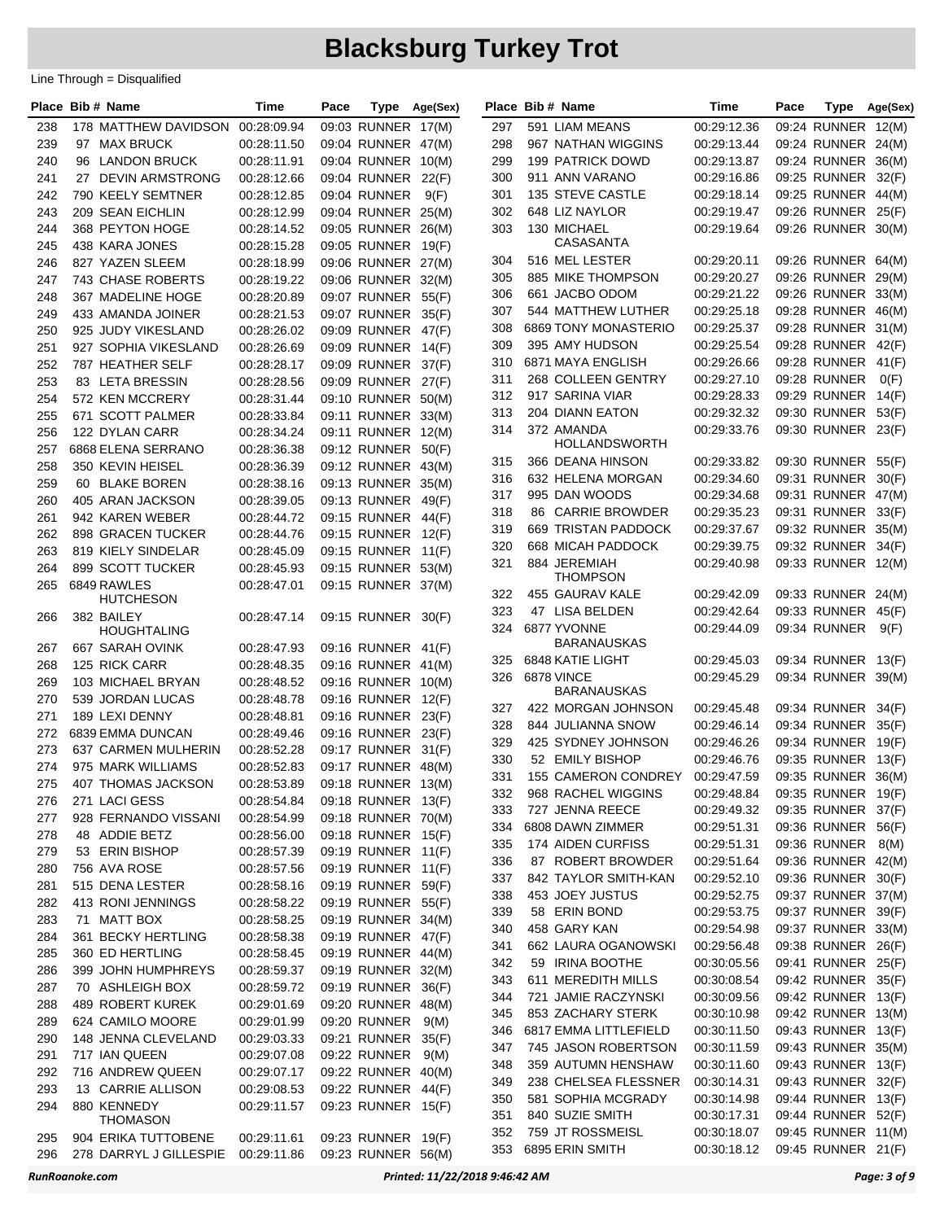# Blacksburg Turkey Trot

Line Through = Disqualified

| Place | Bib # | Name | Time | Pace | Type | Age(Sex) |
|---|---|---|---|---|---|---|
| 238 | 178 | MATTHEW DAVIDSON | 00:28:09.94 | 09:03 | RUNNER | 17(M) |
| 239 | 97 | MAX BRUCK | 00:28:11.50 | 09:04 | RUNNER | 47(M) |
| 240 | 96 | LANDON BRUCK | 00:28:11.91 | 09:04 | RUNNER | 10(M) |
| 241 | 27 | DEVIN ARMSTRONG | 00:28:12.66 | 09:04 | RUNNER | 22(F) |
| 242 | 790 | KEELY SEMTNER | 00:28:12.85 | 09:04 | RUNNER | 9(F) |
| 243 | 209 | SEAN EICHLIN | 00:28:12.99 | 09:04 | RUNNER | 25(M) |
| 244 | 368 | PEYTON HOGE | 00:28:14.52 | 09:05 | RUNNER | 26(M) |
| 245 | 438 | KARA JONES | 00:28:15.28 | 09:05 | RUNNER | 19(F) |
| 246 | 827 | YAZEN SLEEM | 00:28:18.99 | 09:06 | RUNNER | 27(M) |
| 247 | 743 | CHASE ROBERTS | 00:28:19.22 | 09:06 | RUNNER | 32(M) |
| 248 | 367 | MADELINE HOGE | 00:28:20.89 | 09:07 | RUNNER | 55(F) |
| 249 | 433 | AMANDA JOINER | 00:28:21.53 | 09:07 | RUNNER | 35(F) |
| 250 | 925 | JUDY VIKESLAND | 00:28:26.02 | 09:09 | RUNNER | 47(F) |
| 251 | 927 | SOPHIA VIKESLAND | 00:28:26.69 | 09:09 | RUNNER | 14(F) |
| 252 | 787 | HEATHER SELF | 00:28:28.17 | 09:09 | RUNNER | 37(F) |
| 253 | 83 | LETA BRESSIN | 00:28:28.56 | 09:09 | RUNNER | 27(F) |
| 254 | 572 | KEN MCCRERY | 00:28:31.44 | 09:10 | RUNNER | 50(M) |
| 255 | 671 | SCOTT PALMER | 00:28:33.84 | 09:11 | RUNNER | 33(M) |
| 256 | 122 | DYLAN CARR | 00:28:34.24 | 09:11 | RUNNER | 12(M) |
| 257 | 6868 | ELENA SERRANO | 00:28:36.38 | 09:12 | RUNNER | 50(F) |
| 258 | 350 | KEVIN HEISEL | 00:28:36.39 | 09:12 | RUNNER | 43(M) |
| 259 | 60 | BLAKE BOREN | 00:28:38.16 | 09:13 | RUNNER | 35(M) |
| 260 | 405 | ARAN JACKSON | 00:28:39.05 | 09:13 | RUNNER | 49(F) |
| 261 | 942 | KAREN WEBER | 00:28:44.72 | 09:15 | RUNNER | 44(F) |
| 262 | 898 | GRACEN TUCKER | 00:28:44.76 | 09:15 | RUNNER | 12(F) |
| 263 | 819 | KIELY SINDELAR | 00:28:45.09 | 09:15 | RUNNER | 11(F) |
| 264 | 899 | SCOTT TUCKER | 00:28:45.93 | 09:15 | RUNNER | 53(M) |
| 265 | 6849 | RAWLES HUTCHESON | 00:28:47.01 | 09:15 | RUNNER | 37(M) |
| 266 | 382 | BAILEY HOUGHTALING | 00:28:47.14 | 09:15 | RUNNER | 30(F) |
| 267 | 667 | SARAH OVINK | 00:28:47.93 | 09:16 | RUNNER | 41(F) |
| 268 | 125 | RICK CARR | 00:28:48.35 | 09:16 | RUNNER | 41(M) |
| 269 | 103 | MICHAEL BRYAN | 00:28:48.52 | 09:16 | RUNNER | 10(M) |
| 270 | 539 | JORDAN LUCAS | 00:28:48.78 | 09:16 | RUNNER | 12(F) |
| 271 | 189 | LEXI DENNY | 00:28:48.81 | 09:16 | RUNNER | 23(F) |
| 272 | 6839 | EMMA DUNCAN | 00:28:49.46 | 09:16 | RUNNER | 23(F) |
| 273 | 637 | CARMEN MULHERIN | 00:28:52.28 | 09:17 | RUNNER | 31(F) |
| 274 | 975 | MARK WILLIAMS | 00:28:52.83 | 09:17 | RUNNER | 48(M) |
| 275 | 407 | THOMAS JACKSON | 00:28:53.89 | 09:18 | RUNNER | 13(M) |
| 276 | 271 | LACI GESS | 00:28:54.84 | 09:18 | RUNNER | 13(F) |
| 277 | 928 | FERNANDO VISSANI | 00:28:54.99 | 09:18 | RUNNER | 70(M) |
| 278 | 48 | ADDIE BETZ | 00:28:56.00 | 09:18 | RUNNER | 15(F) |
| 279 | 53 | ERIN BISHOP | 00:28:57.39 | 09:19 | RUNNER | 11(F) |
| 280 | 756 | AVA ROSE | 00:28:57.56 | 09:19 | RUNNER | 11(F) |
| 281 | 515 | DENA LESTER | 00:28:58.16 | 09:19 | RUNNER | 59(F) |
| 282 | 413 | RONI JENNINGS | 00:28:58.22 | 09:19 | RUNNER | 55(F) |
| 283 | 71 | MATT BOX | 00:28:58.25 | 09:19 | RUNNER | 34(M) |
| 284 | 361 | BECKY HERTLING | 00:28:58.38 | 09:19 | RUNNER | 47(F) |
| 285 | 360 | ED HERTLING | 00:28:58.45 | 09:19 | RUNNER | 44(M) |
| 286 | 399 | JOHN HUMPHREYS | 00:28:59.37 | 09:19 | RUNNER | 32(M) |
| 287 | 70 | ASHLEIGH BOX | 00:28:59.72 | 09:19 | RUNNER | 36(F) |
| 288 | 489 | ROBERT KUREK | 00:29:01.69 | 09:20 | RUNNER | 48(M) |
| 289 | 624 | CAMILO MOORE | 00:29:01.99 | 09:20 | RUNNER | 9(M) |
| 290 | 148 | JENNA CLEVELAND | 00:29:03.33 | 09:21 | RUNNER | 35(F) |
| 291 | 717 | IAN QUEEN | 00:29:07.08 | 09:22 | RUNNER | 9(M) |
| 292 | 716 | ANDREW QUEEN | 00:29:07.17 | 09:22 | RUNNER | 40(M) |
| 293 | 13 | CARRIE ALLISON | 00:29:08.53 | 09:22 | RUNNER | 44(F) |
| 294 | 880 | KENNEDY THOMASON | 00:29:11.57 | 09:23 | RUNNER | 15(F) |
| 295 | 904 | ERIKA TUTTOBENE | 00:29:11.61 | 09:23 | RUNNER | 19(F) |
| 296 | 278 | DARRYL J GILLESPIE | 00:29:11.86 | 09:23 | RUNNER | 56(M) |
| 297 | 591 | LIAM MEANS | 00:29:12.36 | 09:24 | RUNNER | 12(M) |
| 298 | 967 | NATHAN WIGGINS | 00:29:13.44 | 09:24 | RUNNER | 24(M) |
| 299 | 199 | PATRICK DOWD | 00:29:13.87 | 09:24 | RUNNER | 36(M) |
| 300 | 911 | ANN VARANO | 00:29:16.86 | 09:25 | RUNNER | 32(F) |
| 301 | 135 | STEVE CASTLE | 00:29:18.14 | 09:25 | RUNNER | 44(M) |
| 302 | 648 | LIZ NAYLOR | 00:29:19.47 | 09:26 | RUNNER | 25(F) |
| 303 | 130 | MICHAEL CASASANTA | 00:29:19.64 | 09:26 | RUNNER | 30(M) |
| 304 | 516 | MEL LESTER | 00:29:20.11 | 09:26 | RUNNER | 64(M) |
| 305 | 885 | MIKE THOMPSON | 00:29:20.27 | 09:26 | RUNNER | 29(M) |
| 306 | 661 | JACBO ODOM | 00:29:21.22 | 09:26 | RUNNER | 33(M) |
| 307 | 544 | MATTHEW LUTHER | 00:29:25.18 | 09:28 | RUNNER | 46(M) |
| 308 | 6869 | TONY MONASTERIO | 00:29:25.37 | 09:28 | RUNNER | 31(M) |
| 309 | 395 | AMY HUDSON | 00:29:25.54 | 09:28 | RUNNER | 42(F) |
| 310 | 6871 | MAYA ENGLISH | 00:29:26.66 | 09:28 | RUNNER | 41(F) |
| 311 | 268 | COLLEEN GENTRY | 00:29:27.10 | 09:28 | RUNNER | 0(F) |
| 312 | 917 | SARINA VIAR | 00:29:28.33 | 09:29 | RUNNER | 14(F) |
| 313 | 204 | DIANN EATON | 00:29:32.32 | 09:30 | RUNNER | 53(F) |
| 314 | 372 | AMANDA HOLLANDSWORTH | 00:29:33.76 | 09:30 | RUNNER | 23(F) |
| 315 | 366 | DEANA HINSON | 00:29:33.82 | 09:30 | RUNNER | 55(F) |
| 316 | 632 | HELENA MORGAN | 00:29:34.60 | 09:31 | RUNNER | 30(F) |
| 317 | 995 | DAN WOODS | 00:29:34.68 | 09:31 | RUNNER | 47(M) |
| 318 | 86 | CARRIE BROWDER | 00:29:35.23 | 09:31 | RUNNER | 33(F) |
| 319 | 669 | TRISTAN PADDOCK | 00:29:37.67 | 09:32 | RUNNER | 35(M) |
| 320 | 668 | MICAH PADDOCK | 00:29:39.75 | 09:32 | RUNNER | 34(F) |
| 321 | 884 | JEREMIAH THOMPSON | 00:29:40.98 | 09:33 | RUNNER | 12(M) |
| 322 | 455 | GAURAV KALE | 00:29:42.09 | 09:33 | RUNNER | 24(M) |
| 323 | 47 | LISA BELDEN | 00:29:42.64 | 09:33 | RUNNER | 45(F) |
| 324 | 6877 | YVONNE BARANAUSKAS | 00:29:44.09 | 09:34 | RUNNER | 9(F) |
| 325 | 6848 | KATIE LIGHT | 00:29:45.03 | 09:34 | RUNNER | 13(F) |
| 326 | 6878 | VINCE BARANAUSKAS | 00:29:45.29 | 09:34 | RUNNER | 39(M) |
| 327 | 422 | MORGAN JOHNSON | 00:29:45.48 | 09:34 | RUNNER | 34(F) |
| 328 | 844 | JULIANNA SNOW | 00:29:46.14 | 09:34 | RUNNER | 35(F) |
| 329 | 425 | SYDNEY JOHNSON | 00:29:46.26 | 09:34 | RUNNER | 19(F) |
| 330 | 52 | EMILY BISHOP | 00:29:46.76 | 09:35 | RUNNER | 13(F) |
| 331 | 155 | CAMERON CONDREY | 00:29:47.59 | 09:35 | RUNNER | 36(M) |
| 332 | 968 | RACHEL WIGGINS | 00:29:48.84 | 09:35 | RUNNER | 19(F) |
| 333 | 727 | JENNA REECE | 00:29:49.32 | 09:35 | RUNNER | 37(F) |
| 334 | 6808 | DAWN ZIMMER | 00:29:51.31 | 09:36 | RUNNER | 56(F) |
| 335 | 174 | AIDEN CURFISS | 00:29:51.31 | 09:36 | RUNNER | 8(M) |
| 336 | 87 | ROBERT BROWDER | 00:29:51.64 | 09:36 | RUNNER | 42(M) |
| 337 | 842 | TAYLOR SMITH-KAN | 00:29:52.10 | 09:36 | RUNNER | 30(F) |
| 338 | 453 | JOEY JUSTUS | 00:29:52.75 | 09:37 | RUNNER | 37(M) |
| 339 | 58 | ERIN BOND | 00:29:53.75 | 09:37 | RUNNER | 39(F) |
| 340 | 458 | GARY KAN | 00:29:54.98 | 09:37 | RUNNER | 33(M) |
| 341 | 662 | LAURA OGANOWSKI | 00:29:56.48 | 09:38 | RUNNER | 26(F) |
| 342 | 59 | IRINA BOOTHE | 00:30:05.56 | 09:41 | RUNNER | 25(F) |
| 343 | 611 | MEREDITH MILLS | 00:30:08.54 | 09:42 | RUNNER | 35(F) |
| 344 | 721 | JAMIE RACZYNSKI | 00:30:09.56 | 09:42 | RUNNER | 13(F) |
| 345 | 853 | ZACHARY STERK | 00:30:10.98 | 09:42 | RUNNER | 13(M) |
| 346 | 6817 | EMMA LITTLEFIELD | 00:30:11.50 | 09:43 | RUNNER | 13(F) |
| 347 | 745 | JASON ROBERTSON | 00:30:11.59 | 09:43 | RUNNER | 35(M) |
| 348 | 359 | AUTUMN HENSHAW | 00:30:11.60 | 09:43 | RUNNER | 13(F) |
| 349 | 238 | CHELSEA FLESSNER | 00:30:14.31 | 09:43 | RUNNER | 32(F) |
| 350 | 581 | SOPHIA MCGRADY | 00:30:14.98 | 09:44 | RUNNER | 13(F) |
| 351 | 840 | SUZIE SMITH | 00:30:17.31 | 09:44 | RUNNER | 52(F) |
| 352 | 759 | JT ROSSMEISL | 00:30:18.07 | 09:45 | RUNNER | 11(M) |
| 353 | 6895 | ERIN SMITH | 00:30:18.12 | 09:45 | RUNNER | 21(F) |

RunRoanoke.com — Printed: 11/22/2018 9:46:42 AM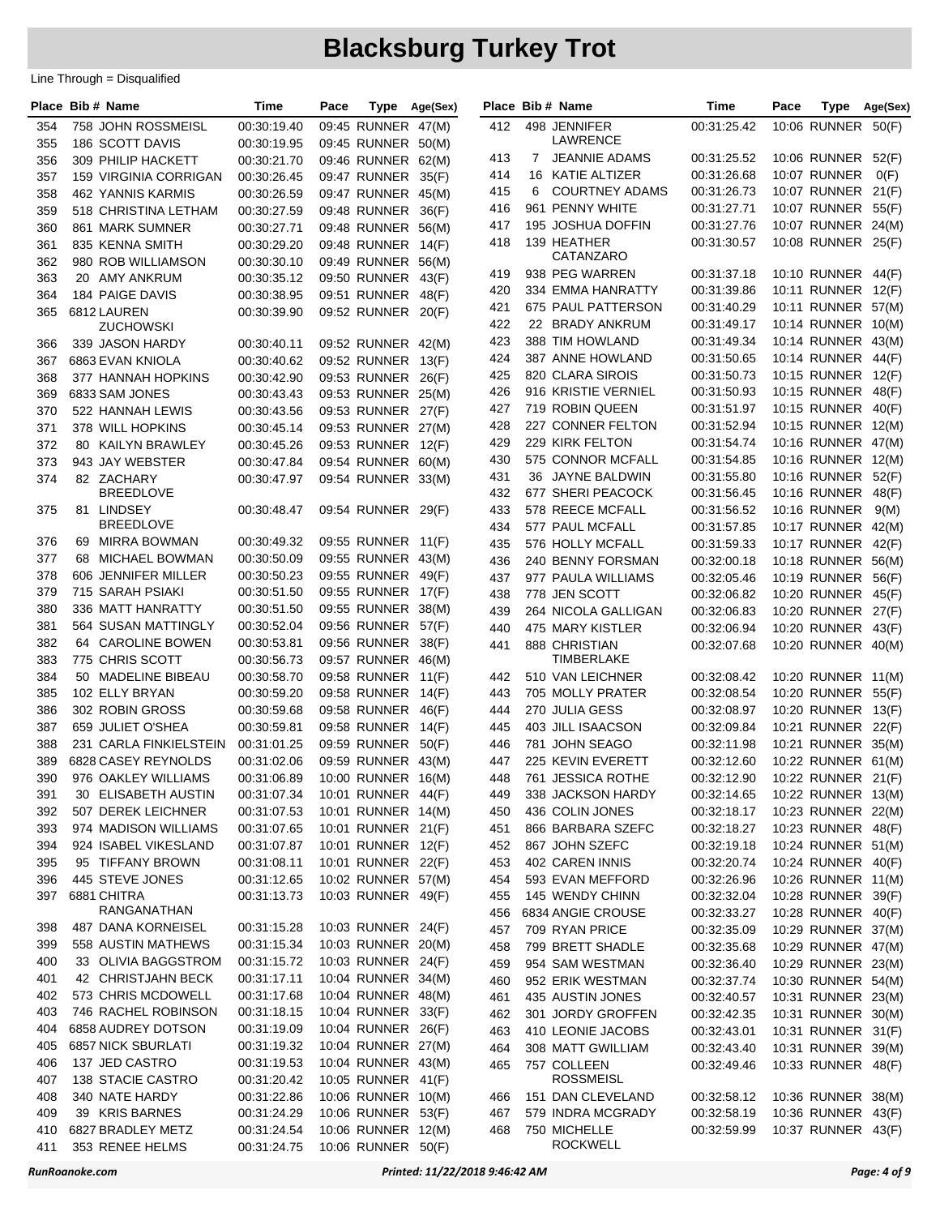# Blacksburg Turkey Trot

Line Through = Disqualified

| Place | Bib # | Name | Time | Pace | Type | Age(Sex) |
|---|---|---|---|---|---|---|
| 354 | 758 | JOHN ROSSMEISL | 00:30:19.40 | 09:45 | RUNNER | 47(M) |
| 355 | 186 | SCOTT DAVIS | 00:30:19.95 | 09:45 | RUNNER | 50(M) |
| 356 | 309 | PHILIP HACKETT | 00:30:21.70 | 09:46 | RUNNER | 62(M) |
| 357 | 159 | VIRGINIA CORRIGAN | 00:30:26.45 | 09:47 | RUNNER | 35(F) |
| 358 | 462 | YANNIS KARMIS | 00:30:26.59 | 09:47 | RUNNER | 45(M) |
| 359 | 518 | CHRISTINA LETHAM | 00:30:27.59 | 09:48 | RUNNER | 36(F) |
| 360 | 861 | MARK SUMNER | 00:30:27.71 | 09:48 | RUNNER | 56(M) |
| 361 | 835 | KENNA SMITH | 00:30:29.20 | 09:48 | RUNNER | 14(F) |
| 362 | 980 | ROB WILLIAMSON | 00:30:30.10 | 09:49 | RUNNER | 56(M) |
| 363 | 20 | AMY ANKRUM | 00:30:35.12 | 09:50 | RUNNER | 43(F) |
| 364 | 184 | PAIGE DAVIS | 00:30:38.95 | 09:51 | RUNNER | 48(F) |
| 365 | 6812 | LAUREN ZUCHOWSKI | 00:30:39.90 | 09:52 | RUNNER | 20(F) |
| 366 | 339 | JASON HARDY | 00:30:40.11 | 09:52 | RUNNER | 42(M) |
| 367 | 6863 | EVAN KNIOLA | 00:30:40.62 | 09:52 | RUNNER | 13(F) |
| 368 | 377 | HANNAH HOPKINS | 00:30:42.90 | 09:53 | RUNNER | 26(F) |
| 369 | 6833 | SAM JONES | 00:30:43.43 | 09:53 | RUNNER | 25(M) |
| 370 | 522 | HANNAH LEWIS | 00:30:43.56 | 09:53 | RUNNER | 27(F) |
| 371 | 378 | WILL HOPKINS | 00:30:45.14 | 09:53 | RUNNER | 27(M) |
| 372 | 80 | KAILYN BRAWLEY | 00:30:45.26 | 09:53 | RUNNER | 12(F) |
| 373 | 943 | JAY WEBSTER | 00:30:47.84 | 09:54 | RUNNER | 60(M) |
| 374 | 82 | ZACHARY BREEDLOVE | 00:30:47.97 | 09:54 | RUNNER | 33(M) |
| 375 | 81 | LINDSEY BREEDLOVE | 00:30:48.47 | 09:54 | RUNNER | 29(F) |
| 376 | 69 | MIRRA BOWMAN | 00:30:49.32 | 09:55 | RUNNER | 11(F) |
| 377 | 68 | MICHAEL BOWMAN | 00:30:50.09 | 09:55 | RUNNER | 43(M) |
| 378 | 606 | JENNIFER MILLER | 00:30:50.23 | 09:55 | RUNNER | 49(F) |
| 379 | 715 | SARAH PSIAKI | 00:30:51.50 | 09:55 | RUNNER | 17(F) |
| 380 | 336 | MATT HANRATTY | 00:30:51.50 | 09:55 | RUNNER | 38(M) |
| 381 | 564 | SUSAN MATTINGLY | 00:30:52.04 | 09:56 | RUNNER | 57(F) |
| 382 | 64 | CAROLINE BOWEN | 00:30:53.81 | 09:56 | RUNNER | 38(F) |
| 383 | 775 | CHRIS SCOTT | 00:30:56.73 | 09:57 | RUNNER | 46(M) |
| 384 | 50 | MADELINE BIBEAU | 00:30:58.70 | 09:58 | RUNNER | 11(F) |
| 385 | 102 | ELLY BRYAN | 00:30:59.20 | 09:58 | RUNNER | 14(F) |
| 386 | 302 | ROBIN GROSS | 00:30:59.68 | 09:58 | RUNNER | 46(F) |
| 387 | 659 | JULIET O'SHEA | 00:30:59.81 | 09:58 | RUNNER | 14(F) |
| 388 | 231 | CARLA FINKIELSTEIN | 00:31:01.25 | 09:59 | RUNNER | 50(F) |
| 389 | 6828 | CASEY REYNOLDS | 00:31:02.06 | 09:59 | RUNNER | 43(M) |
| 390 | 976 | OAKLEY WILLIAMS | 00:31:06.89 | 10:00 | RUNNER | 16(M) |
| 391 | 30 | ELISABETH AUSTIN | 00:31:07.34 | 10:01 | RUNNER | 44(F) |
| 392 | 507 | DEREK LEICHNER | 00:31:07.53 | 10:01 | RUNNER | 14(M) |
| 393 | 974 | MADISON WILLIAMS | 00:31:07.65 | 10:01 | RUNNER | 21(F) |
| 394 | 924 | ISABEL VIKESLAND | 00:31:07.87 | 10:01 | RUNNER | 12(F) |
| 395 | 95 | TIFFANY BROWN | 00:31:08.11 | 10:01 | RUNNER | 22(F) |
| 396 | 445 | STEVE JONES | 00:31:12.65 | 10:02 | RUNNER | 57(M) |
| 397 | 6881 | CHITRA RANGANATHAN | 00:31:13.73 | 10:03 | RUNNER | 49(F) |
| 398 | 487 | DANA KORNEISEL | 00:31:15.28 | 10:03 | RUNNER | 24(F) |
| 399 | 558 | AUSTIN MATHEWS | 00:31:15.34 | 10:03 | RUNNER | 20(M) |
| 400 | 33 | OLIVIA BAGGSTROM | 00:31:15.72 | 10:03 | RUNNER | 24(F) |
| 401 | 42 | CHRISTJAHN BECK | 00:31:17.11 | 10:04 | RUNNER | 34(M) |
| 402 | 573 | CHRIS MCDOWELL | 00:31:17.68 | 10:04 | RUNNER | 48(M) |
| 403 | 746 | RACHEL ROBINSON | 00:31:18.15 | 10:04 | RUNNER | 33(F) |
| 404 | 6858 | AUDREY DOTSON | 00:31:19.09 | 10:04 | RUNNER | 26(F) |
| 405 | 6857 | NICK SBURLATI | 00:31:19.32 | 10:04 | RUNNER | 27(M) |
| 406 | 137 | JED CASTRO | 00:31:19.53 | 10:04 | RUNNER | 43(M) |
| 407 | 138 | STACIE CASTRO | 00:31:20.42 | 10:05 | RUNNER | 41(F) |
| 408 | 340 | NATE HARDY | 00:31:22.86 | 10:06 | RUNNER | 10(M) |
| 409 | 39 | KRIS BARNES | 00:31:24.29 | 10:06 | RUNNER | 53(F) |
| 410 | 6827 | BRADLEY METZ | 00:31:24.54 | 10:06 | RUNNER | 12(M) |
| 411 | 353 | RENEE HELMS | 00:31:24.75 | 10:06 | RUNNER | 50(F) |
| 412 | 498 | JENNIFER LAWRENCE | 00:31:25.42 | 10:06 | RUNNER | 50(F) |
| 413 | 7 | JEANNIE ADAMS | 00:31:25.52 | 10:06 | RUNNER | 52(F) |
| 414 | 16 | KATIE ALTIZER | 00:31:26.68 | 10:07 | RUNNER | 0(F) |
| 415 | 6 | COURTNEY ADAMS | 00:31:26.73 | 10:07 | RUNNER | 21(F) |
| 416 | 961 | PENNY WHITE | 00:31:27.71 | 10:07 | RUNNER | 55(F) |
| 417 | 195 | JOSHUA DOFFIN | 00:31:27.76 | 10:07 | RUNNER | 24(M) |
| 418 | 139 | HEATHER CATANZARO | 00:31:30.57 | 10:08 | RUNNER | 25(F) |
| 419 | 938 | PEG WARREN | 00:31:37.18 | 10:10 | RUNNER | 44(F) |
| 420 | 334 | EMMA HANRATTY | 00:31:39.86 | 10:11 | RUNNER | 12(F) |
| 421 | 675 | PAUL PATTERSON | 00:31:40.29 | 10:11 | RUNNER | 57(M) |
| 422 | 22 | BRADY ANKRUM | 00:31:49.17 | 10:14 | RUNNER | 10(M) |
| 423 | 388 | TIM HOWLAND | 00:31:49.34 | 10:14 | RUNNER | 43(M) |
| 424 | 387 | ANNE HOWLAND | 00:31:50.65 | 10:14 | RUNNER | 44(F) |
| 425 | 820 | CLARA SIROIS | 00:31:50.73 | 10:15 | RUNNER | 12(F) |
| 426 | 916 | KRISTIE VERNIEL | 00:31:50.93 | 10:15 | RUNNER | 48(F) |
| 427 | 719 | ROBIN QUEEN | 00:31:51.97 | 10:15 | RUNNER | 40(F) |
| 428 | 227 | CONNER FELTON | 00:31:52.94 | 10:15 | RUNNER | 12(M) |
| 429 | 229 | KIRK FELTON | 00:31:54.74 | 10:16 | RUNNER | 47(M) |
| 430 | 575 | CONNOR MCFALL | 00:31:54.85 | 10:16 | RUNNER | 12(M) |
| 431 | 36 | JAYNE BALDWIN | 00:31:55.80 | 10:16 | RUNNER | 52(F) |
| 432 | 677 | SHERI PEACOCK | 00:31:56.45 | 10:16 | RUNNER | 48(F) |
| 433 | 578 | REECE MCFALL | 00:31:56.52 | 10:16 | RUNNER | 9(M) |
| 434 | 577 | PAUL MCFALL | 00:31:57.85 | 10:17 | RUNNER | 42(M) |
| 435 | 576 | HOLLY MCFALL | 00:31:59.33 | 10:17 | RUNNER | 42(F) |
| 436 | 240 | BENNY FORSMAN | 00:32:00.18 | 10:18 | RUNNER | 56(M) |
| 437 | 977 | PAULA WILLIAMS | 00:32:05.46 | 10:19 | RUNNER | 56(F) |
| 438 | 778 | JEN SCOTT | 00:32:06.82 | 10:20 | RUNNER | 45(F) |
| 439 | 264 | NICOLA GALLIGAN | 00:32:06.83 | 10:20 | RUNNER | 27(F) |
| 440 | 475 | MARY KISTLER | 00:32:06.94 | 10:20 | RUNNER | 43(F) |
| 441 | 888 | CHRISTIAN TIMBERLAKE | 00:32:07.68 | 10:20 | RUNNER | 40(M) |
| 442 | 510 | VAN LEICHNER | 00:32:08.42 | 10:20 | RUNNER | 11(M) |
| 443 | 705 | MOLLY PRATER | 00:32:08.54 | 10:20 | RUNNER | 55(F) |
| 444 | 270 | JULIA GESS | 00:32:08.97 | 10:20 | RUNNER | 13(F) |
| 445 | 403 | JILL ISAACSON | 00:32:09.84 | 10:21 | RUNNER | 22(F) |
| 446 | 781 | JOHN SEAGO | 00:32:11.98 | 10:21 | RUNNER | 35(M) |
| 447 | 225 | KEVIN EVERETT | 00:32:12.60 | 10:22 | RUNNER | 61(M) |
| 448 | 761 | JESSICA ROTHE | 00:32:12.90 | 10:22 | RUNNER | 21(F) |
| 449 | 338 | JACKSON HARDY | 00:32:14.65 | 10:22 | RUNNER | 13(M) |
| 450 | 436 | COLIN JONES | 00:32:18.17 | 10:23 | RUNNER | 22(M) |
| 451 | 866 | BARBARA SZEFC | 00:32:18.27 | 10:23 | RUNNER | 48(F) |
| 452 | 867 | JOHN SZEFC | 00:32:19.18 | 10:24 | RUNNER | 51(M) |
| 453 | 402 | CAREN INNIS | 00:32:20.74 | 10:24 | RUNNER | 40(F) |
| 454 | 593 | EVAN MEFFORD | 00:32:26.96 | 10:26 | RUNNER | 11(M) |
| 455 | 145 | WENDY CHINN | 00:32:32.04 | 10:28 | RUNNER | 39(F) |
| 456 | 6834 | ANGIE CROUSE | 00:32:33.27 | 10:28 | RUNNER | 40(F) |
| 457 | 709 | RYAN PRICE | 00:32:35.09 | 10:29 | RUNNER | 37(M) |
| 458 | 799 | BRETT SHADLE | 00:32:35.68 | 10:29 | RUNNER | 47(M) |
| 459 | 954 | SAM WESTMAN | 00:32:36.40 | 10:29 | RUNNER | 23(M) |
| 460 | 952 | ERIK WESTMAN | 00:32:37.74 | 10:30 | RUNNER | 54(M) |
| 461 | 435 | AUSTIN JONES | 00:32:40.57 | 10:31 | RUNNER | 23(M) |
| 462 | 301 | JORDY GROFFEN | 00:32:42.35 | 10:31 | RUNNER | 30(M) |
| 463 | 410 | LEONIE JACOBS | 00:32:43.01 | 10:31 | RUNNER | 31(F) |
| 464 | 308 | MATT GWILLIAM | 00:32:43.40 | 10:31 | RUNNER | 39(M) |
| 465 | 757 | COLLEEN ROSSMEISL | 00:32:49.46 | 10:33 | RUNNER | 48(F) |
| 466 | 151 | DAN CLEVELAND | 00:32:58.12 | 10:36 | RUNNER | 38(M) |
| 467 | 579 | INDRA MCGRADY | 00:32:58.19 | 10:36 | RUNNER | 43(F) |
| 468 | 750 | MICHELLE ROCKWELL | 00:32:59.99 | 10:37 | RUNNER | 43(F) |

RunRoanoke.com — Printed: 11/22/2018 9:46:42 AM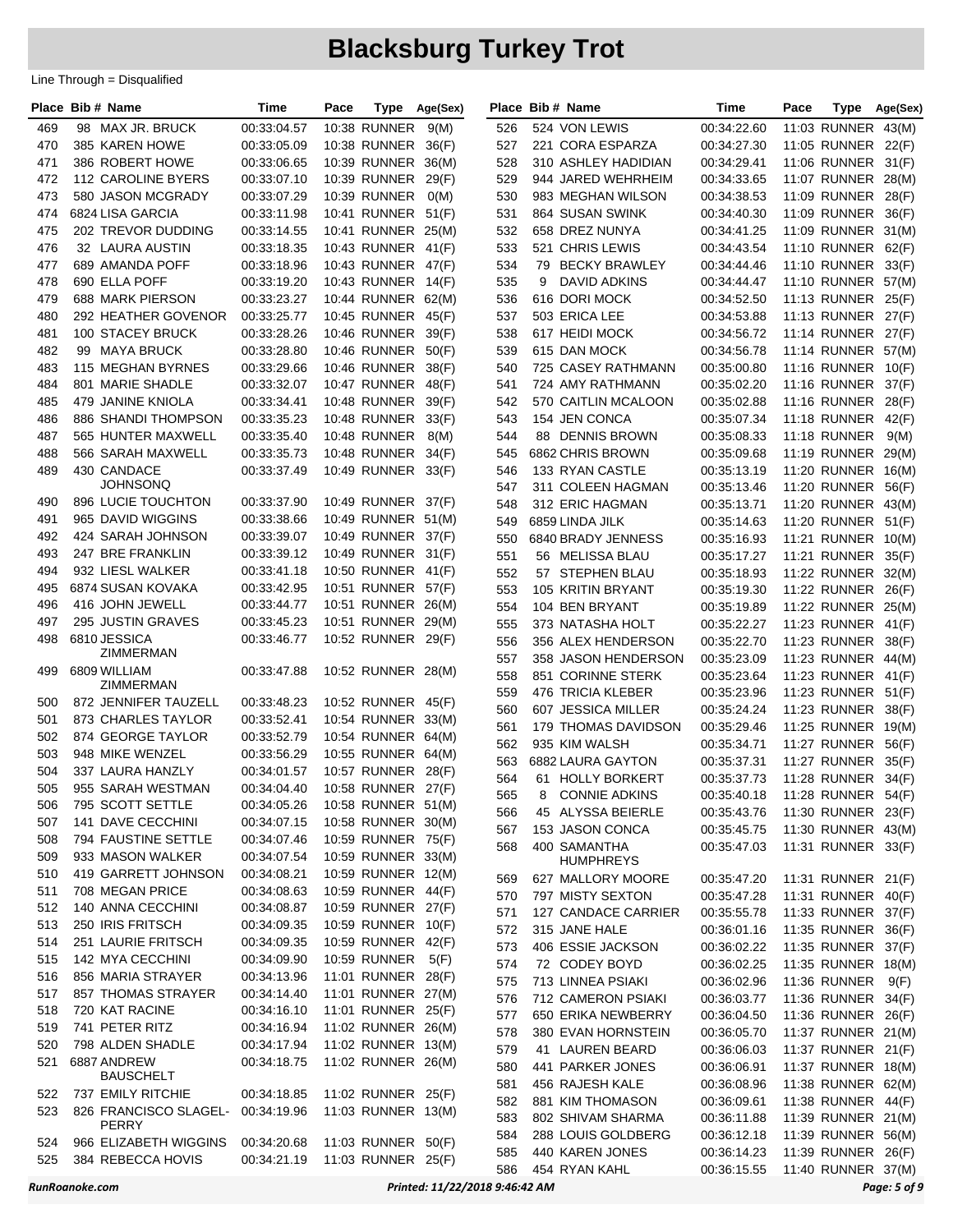# Blacksburg Turkey Trot

Line Through = Disqualified

| Place | Bib # | Name | Time | Pace | Type | Age(Sex) |
|---|---|---|---|---|---|---|
| 469 | 98 | MAX JR. BRUCK | 00:33:04.57 | 10:38 | RUNNER | 9(M) |
| 470 | 385 | KAREN HOWE | 00:33:05.09 | 10:38 | RUNNER | 36(F) |
| 471 | 386 | ROBERT HOWE | 00:33:06.65 | 10:39 | RUNNER | 36(M) |
| 472 | 112 | CAROLINE BYERS | 00:33:07.10 | 10:39 | RUNNER | 29(F) |
| 473 | 580 | JASON MCGRADY | 00:33:07.29 | 10:39 | RUNNER | 0(M) |
| 474 | 6824 | LISA GARCIA | 00:33:11.98 | 10:41 | RUNNER | 51(F) |
| 475 | 202 | TREVOR DUDDING | 00:33:14.55 | 10:41 | RUNNER | 25(M) |
| 476 | 32 | LAURA AUSTIN | 00:33:18.35 | 10:43 | RUNNER | 41(F) |
| 477 | 689 | AMANDA POFF | 00:33:18.96 | 10:43 | RUNNER | 47(F) |
| 478 | 690 | ELLA POFF | 00:33:19.20 | 10:43 | RUNNER | 14(F) |
| 479 | 688 | MARK PIERSON | 00:33:23.27 | 10:44 | RUNNER | 62(M) |
| 480 | 292 | HEATHER GOVENOR | 00:33:25.77 | 10:45 | RUNNER | 45(F) |
| 481 | 100 | STACEY BRUCK | 00:33:28.26 | 10:46 | RUNNER | 39(F) |
| 482 | 99 | MAYA BRUCK | 00:33:28.80 | 10:46 | RUNNER | 50(F) |
| 483 | 115 | MEGHAN BYRNES | 00:33:29.66 | 10:46 | RUNNER | 38(F) |
| 484 | 801 | MARIE SHADLE | 00:33:32.07 | 10:47 | RUNNER | 48(F) |
| 485 | 479 | JANINE KNIOLA | 00:33:34.41 | 10:48 | RUNNER | 39(F) |
| 486 | 886 | SHANDI THOMPSON | 00:33:35.23 | 10:48 | RUNNER | 33(F) |
| 487 | 565 | HUNTER MAXWELL | 00:33:35.40 | 10:48 | RUNNER | 8(M) |
| 488 | 566 | SARAH MAXWELL | 00:33:35.73 | 10:48 | RUNNER | 34(F) |
| 489 | 430 | CANDACE JOHNSONQ | 00:33:37.49 | 10:49 | RUNNER | 33(F) |
| 490 | 896 | LUCIE TOUCHTON | 00:33:37.90 | 10:49 | RUNNER | 37(F) |
| 491 | 965 | DAVID WIGGINS | 00:33:38.66 | 10:49 | RUNNER | 51(M) |
| 492 | 424 | SARAH JOHNSON | 00:33:39.07 | 10:49 | RUNNER | 37(F) |
| 493 | 247 | BRE FRANKLIN | 00:33:39.12 | 10:49 | RUNNER | 31(F) |
| 494 | 932 | LIESL WALKER | 00:33:41.18 | 10:50 | RUNNER | 41(F) |
| 495 | 6874 | SUSAN KOVAKA | 00:33:42.95 | 10:51 | RUNNER | 57(F) |
| 496 | 416 | JOHN JEWELL | 00:33:44.77 | 10:51 | RUNNER | 26(M) |
| 497 | 295 | JUSTIN GRAVES | 00:33:45.23 | 10:51 | RUNNER | 29(M) |
| 498 | 6810 | JESSICA ZIMMERMAN | 00:33:46.77 | 10:52 | RUNNER | 29(F) |
| 499 | 6809 | WILLIAM ZIMMERMAN | 00:33:47.88 | 10:52 | RUNNER | 28(M) |
| 500 | 872 | JENNIFER TAUZELL | 00:33:48.23 | 10:52 | RUNNER | 45(F) |
| 501 | 873 | CHARLES TAYLOR | 00:33:52.41 | 10:54 | RUNNER | 33(M) |
| 502 | 874 | GEORGE TAYLOR | 00:33:52.79 | 10:54 | RUNNER | 64(M) |
| 503 | 948 | MIKE WENZEL | 00:33:56.29 | 10:55 | RUNNER | 64(M) |
| 504 | 337 | LAURA HANZLY | 00:34:01.57 | 10:57 | RUNNER | 28(F) |
| 505 | 955 | SARAH WESTMAN | 00:34:04.40 | 10:58 | RUNNER | 27(F) |
| 506 | 795 | SCOTT SETTLE | 00:34:05.26 | 10:58 | RUNNER | 51(M) |
| 507 | 141 | DAVE CECCHINI | 00:34:07.15 | 10:58 | RUNNER | 30(M) |
| 508 | 794 | FAUSTINE SETTLE | 00:34:07.46 | 10:59 | RUNNER | 75(F) |
| 509 | 933 | MASON WALKER | 00:34:07.54 | 10:59 | RUNNER | 33(M) |
| 510 | 419 | GARRETT JOHNSON | 00:34:08.21 | 10:59 | RUNNER | 12(M) |
| 511 | 708 | MEGAN PRICE | 00:34:08.63 | 10:59 | RUNNER | 44(F) |
| 512 | 140 | ANNA CECCHINI | 00:34:08.87 | 10:59 | RUNNER | 27(F) |
| 513 | 250 | IRIS FRITSCH | 00:34:09.35 | 10:59 | RUNNER | 10(F) |
| 514 | 251 | LAURIE FRITSCH | 00:34:09.35 | 10:59 | RUNNER | 42(F) |
| 515 | 142 | MYA CECCHINI | 00:34:09.90 | 10:59 | RUNNER | 5(F) |
| 516 | 856 | MARIA STRAYER | 00:34:13.96 | 11:01 | RUNNER | 28(F) |
| 517 | 857 | THOMAS STRAYER | 00:34:14.40 | 11:01 | RUNNER | 27(M) |
| 518 | 720 | KAT RACINE | 00:34:16.10 | 11:01 | RUNNER | 25(F) |
| 519 | 741 | PETER RITZ | 00:34:16.94 | 11:02 | RUNNER | 26(M) |
| 520 | 798 | ALDEN SHADLE | 00:34:17.94 | 11:02 | RUNNER | 13(M) |
| 521 | 6887 | ANDREW BAUSCHELT | 00:34:18.75 | 11:02 | RUNNER | 26(M) |
| 522 | 737 | EMILY RITCHIE | 00:34:18.85 | 11:02 | RUNNER | 25(F) |
| 523 | 826 | FRANCISCO SLAGEL-PERRY | 00:34:19.96 | 11:03 | RUNNER | 13(M) |
| 524 | 966 | ELIZABETH WIGGINS | 00:34:20.68 | 11:03 | RUNNER | 50(F) |
| 525 | 384 | REBECCA HOVIS | 00:34:21.19 | 11:03 | RUNNER | 25(F) |
| 526 | 524 | VON LEWIS | 00:34:22.60 | 11:03 | RUNNER | 43(M) |
| 527 | 221 | CORA ESPARZA | 00:34:27.30 | 11:05 | RUNNER | 22(F) |
| 528 | 310 | ASHLEY HADIDIAN | 00:34:29.41 | 11:06 | RUNNER | 31(F) |
| 529 | 944 | JARED WEHRHEIM | 00:34:33.65 | 11:07 | RUNNER | 28(M) |
| 530 | 983 | MEGHAN WILSON | 00:34:38.53 | 11:09 | RUNNER | 28(F) |
| 531 | 864 | SUSAN SWINK | 00:34:40.30 | 11:09 | RUNNER | 36(F) |
| 532 | 658 | DREZ NUNYA | 00:34:41.25 | 11:09 | RUNNER | 31(M) |
| 533 | 521 | CHRIS LEWIS | 00:34:43.54 | 11:10 | RUNNER | 62(F) |
| 534 | 79 | BECKY BRAWLEY | 00:34:44.46 | 11:10 | RUNNER | 33(F) |
| 535 | 9 | DAVID ADKINS | 00:34:44.47 | 11:10 | RUNNER | 57(M) |
| 536 | 616 | DORI MOCK | 00:34:52.50 | 11:13 | RUNNER | 25(F) |
| 537 | 503 | ERICA LEE | 00:34:53.88 | 11:13 | RUNNER | 27(F) |
| 538 | 617 | HEIDI MOCK | 00:34:56.72 | 11:14 | RUNNER | 27(F) |
| 539 | 615 | DAN MOCK | 00:34:56.78 | 11:14 | RUNNER | 57(M) |
| 540 | 725 | CASEY RATHMANN | 00:35:00.80 | 11:16 | RUNNER | 10(F) |
| 541 | 724 | AMY RATHMANN | 00:35:02.20 | 11:16 | RUNNER | 37(F) |
| 542 | 570 | CAITLIN MCALOON | 00:35:02.88 | 11:16 | RUNNER | 28(F) |
| 543 | 154 | JEN CONCA | 00:35:07.34 | 11:18 | RUNNER | 42(F) |
| 544 | 88 | DENNIS BROWN | 00:35:08.33 | 11:18 | RUNNER | 9(M) |
| 545 | 6862 | CHRIS BROWN | 00:35:09.68 | 11:19 | RUNNER | 29(M) |
| 546 | 133 | RYAN CASTLE | 00:35:13.19 | 11:20 | RUNNER | 16(M) |
| 547 | 311 | COLEEN HAGMAN | 00:35:13.46 | 11:20 | RUNNER | 56(F) |
| 548 | 312 | ERIC HAGMAN | 00:35:13.71 | 11:20 | RUNNER | 43(M) |
| 549 | 6859 | LINDA JILK | 00:35:14.63 | 11:20 | RUNNER | 51(F) |
| 550 | 6840 | BRADY JENNESS | 00:35:16.93 | 11:21 | RUNNER | 10(M) |
| 551 | 56 | MELISSA BLAU | 00:35:17.27 | 11:21 | RUNNER | 35(F) |
| 552 | 57 | STEPHEN BLAU | 00:35:18.93 | 11:22 | RUNNER | 32(M) |
| 553 | 105 | KRITIN BRYANT | 00:35:19.30 | 11:22 | RUNNER | 26(F) |
| 554 | 104 | BEN BRYANT | 00:35:19.89 | 11:22 | RUNNER | 25(M) |
| 555 | 373 | NATASHA HOLT | 00:35:22.27 | 11:23 | RUNNER | 41(F) |
| 556 | 356 | ALEX HENDERSON | 00:35:22.70 | 11:23 | RUNNER | 38(F) |
| 557 | 358 | JASON HENDERSON | 00:35:23.09 | 11:23 | RUNNER | 44(M) |
| 558 | 851 | CORINNE STERK | 00:35:23.64 | 11:23 | RUNNER | 41(F) |
| 559 | 476 | TRICIA KLEBER | 00:35:23.96 | 11:23 | RUNNER | 51(F) |
| 560 | 607 | JESSICA MILLER | 00:35:24.24 | 11:23 | RUNNER | 38(F) |
| 561 | 179 | THOMAS DAVIDSON | 00:35:29.46 | 11:25 | RUNNER | 19(M) |
| 562 | 935 | KIM WALSH | 00:35:34.71 | 11:27 | RUNNER | 56(F) |
| 563 | 6882 | LAURA GAYTON | 00:35:37.31 | 11:27 | RUNNER | 35(F) |
| 564 | 61 | HOLLY BORKERT | 00:35:37.73 | 11:28 | RUNNER | 34(F) |
| 565 | 8 | CONNIE ADKINS | 00:35:40.18 | 11:28 | RUNNER | 54(F) |
| 566 | 45 | ALYSSA BEIERLE | 00:35:43.76 | 11:30 | RUNNER | 23(F) |
| 567 | 153 | JASON CONCA | 00:35:45.75 | 11:30 | RUNNER | 43(M) |
| 568 | 400 | SAMANTHA HUMPHREYS | 00:35:47.03 | 11:31 | RUNNER | 33(F) |
| 569 | 627 | MALLORY MOORE | 00:35:47.20 | 11:31 | RUNNER | 21(F) |
| 570 | 797 | MISTY SEXTON | 00:35:47.28 | 11:31 | RUNNER | 40(F) |
| 571 | 127 | CANDACE CARRIER | 00:35:55.78 | 11:33 | RUNNER | 37(F) |
| 572 | 315 | JANE HALE | 00:36:01.16 | 11:35 | RUNNER | 36(F) |
| 573 | 406 | ESSIE JACKSON | 00:36:02.22 | 11:35 | RUNNER | 37(F) |
| 574 | 72 | CODEY BOYD | 00:36:02.25 | 11:35 | RUNNER | 18(M) |
| 575 | 713 | LINNEA PSIAKI | 00:36:02.96 | 11:36 | RUNNER | 9(F) |
| 576 | 712 | CAMERON PSIAKI | 00:36:03.77 | 11:36 | RUNNER | 34(F) |
| 577 | 650 | ERIKA NEWBERRY | 00:36:04.50 | 11:36 | RUNNER | 26(F) |
| 578 | 380 | EVAN HORNSTEIN | 00:36:05.70 | 11:37 | RUNNER | 21(M) |
| 579 | 41 | LAUREN BEARD | 00:36:06.03 | 11:37 | RUNNER | 21(F) |
| 580 | 441 | PARKER JONES | 00:36:06.91 | 11:37 | RUNNER | 18(M) |
| 581 | 456 | RAJESH KALE | 00:36:08.96 | 11:38 | RUNNER | 62(M) |
| 582 | 881 | KIM THOMASON | 00:36:09.61 | 11:38 | RUNNER | 44(F) |
| 583 | 802 | SHIVAM SHARMA | 00:36:11.88 | 11:39 | RUNNER | 21(M) |
| 584 | 288 | LOUIS GOLDBERG | 00:36:12.18 | 11:39 | RUNNER | 56(M) |
| 585 | 440 | KAREN JONES | 00:36:14.23 | 11:39 | RUNNER | 26(F) |
| 586 | 454 | RYAN KAHL | 00:36:15.55 | 11:40 | RUNNER | 37(M) |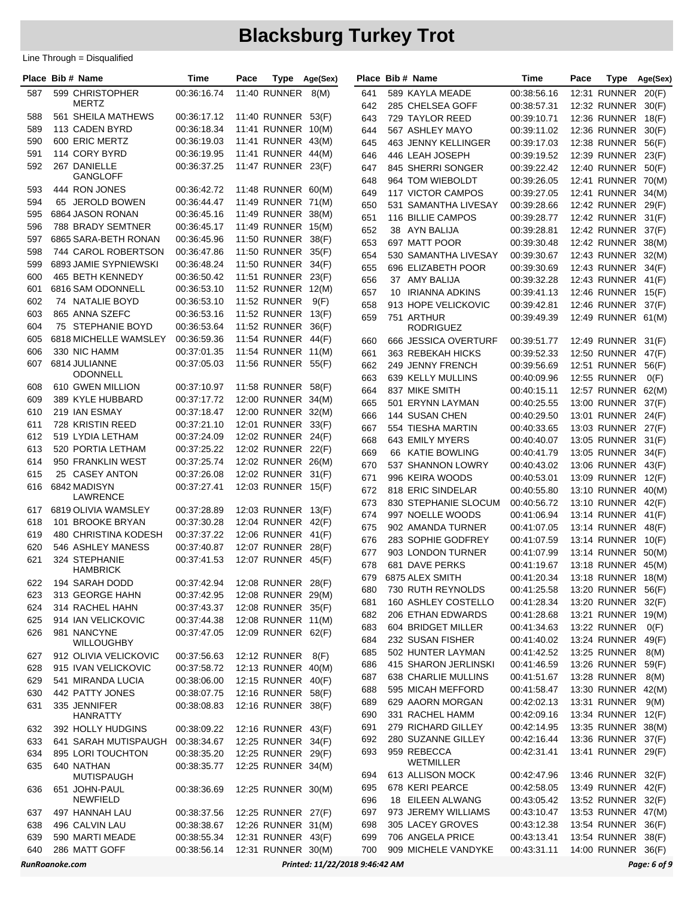# Blacksburg Turkey Trot

Line Through = Disqualified

| Place | Bib # | Name | Time | Pace | Type | Age(Sex) |
|---|---|---|---|---|---|---|
| 587 | 599 | CHRISTOPHER MERTZ | 00:36:16.74 | 11:40 | RUNNER | 8(M) |
| 588 | 561 | SHEILA MATHEWS | 00:36:17.12 | 11:40 | RUNNER | 53(F) |
| 589 | 113 | CADEN BYRD | 00:36:18.34 | 11:41 | RUNNER | 10(M) |
| 590 | 600 | ERIC MERTZ | 00:36:19.03 | 11:41 | RUNNER | 43(M) |
| 591 | 114 | CORY BYRD | 00:36:19.95 | 11:41 | RUNNER | 44(M) |
| 592 | 267 | DANIELLE GANGLOFF | 00:36:37.25 | 11:47 | RUNNER | 23(F) |
| 593 | 444 | RON JONES | 00:36:42.72 | 11:48 | RUNNER | 60(M) |
| 594 | 65 | JEROLD BOWEN | 00:36:44.47 | 11:49 | RUNNER | 71(M) |
| 595 | 6864 | JASON RONAN | 00:36:45.16 | 11:49 | RUNNER | 38(M) |
| 596 | 788 | BRADY SEMTNER | 00:36:45.17 | 11:49 | RUNNER | 15(M) |
| 597 | 6865 | SARA-BETH RONAN | 00:36:45.96 | 11:50 | RUNNER | 38(F) |
| 598 | 744 | CAROL ROBERTSON | 00:36:47.86 | 11:50 | RUNNER | 35(F) |
| 599 | 6893 | JAMIE SYPNIEWSKI | 00:36:48.24 | 11:50 | RUNNER | 34(F) |
| 600 | 465 | BETH KENNEDY | 00:36:50.42 | 11:51 | RUNNER | 23(F) |
| 601 | 6816 | SAM ODONNELL | 00:36:53.10 | 11:52 | RUNNER | 12(M) |
| 602 | 74 | NATALIE BOYD | 00:36:53.10 | 11:52 | RUNNER | 9(F) |
| 603 | 865 | ANNA SZEFC | 00:36:53.16 | 11:52 | RUNNER | 13(F) |
| 604 | 75 | STEPHANIE BOYD | 00:36:53.64 | 11:52 | RUNNER | 36(F) |
| 605 | 6818 | MICHELLE WAMSLEY | 00:36:59.36 | 11:54 | RUNNER | 44(F) |
| 606 | 330 | NIC HAMM | 00:37:01.35 | 11:54 | RUNNER | 11(M) |
| 607 | 6814 | JULIANNE ODONNELL | 00:37:05.03 | 11:56 | RUNNER | 55(F) |
| 608 | 610 | GWEN MILLION | 00:37:10.97 | 11:58 | RUNNER | 58(F) |
| 609 | 389 | KYLE HUBBARD | 00:37:17.72 | 12:00 | RUNNER | 34(M) |
| 610 | 219 | IAN ESMAY | 00:37:18.47 | 12:00 | RUNNER | 32(M) |
| 611 | 728 | KRISTIN REED | 00:37:21.10 | 12:01 | RUNNER | 33(F) |
| 612 | 519 | LYDIA LETHAM | 00:37:24.09 | 12:02 | RUNNER | 24(F) |
| 613 | 520 | PORTIA LETHAM | 00:37:25.22 | 12:02 | RUNNER | 22(F) |
| 614 | 950 | FRANKLIN WEST | 00:37:25.74 | 12:02 | RUNNER | 26(M) |
| 615 | 25 | CASEY ANTON | 00:37:26.08 | 12:02 | RUNNER | 31(F) |
| 616 | 6842 | MADISYN LAWRENCE | 00:37:27.41 | 12:03 | RUNNER | 15(F) |
| 617 | 6819 | OLIVIA WAMSLEY | 00:37:28.89 | 12:03 | RUNNER | 13(F) |
| 618 | 101 | BROOKE BRYAN | 00:37:30.28 | 12:04 | RUNNER | 42(F) |
| 619 | 480 | CHRISTINA KODESH | 00:37:37.22 | 12:06 | RUNNER | 41(F) |
| 620 | 546 | ASHLEY MANESS | 00:37:40.87 | 12:07 | RUNNER | 28(F) |
| 621 | 324 | STEPHANIE HAMBRICK | 00:37:41.53 | 12:07 | RUNNER | 45(F) |
| 622 | 194 | SARAH DODD | 00:37:42.94 | 12:08 | RUNNER | 28(F) |
| 623 | 313 | GEORGE HAHN | 00:37:42.95 | 12:08 | RUNNER | 29(M) |
| 624 | 314 | RACHEL HAHN | 00:37:43.37 | 12:08 | RUNNER | 35(F) |
| 625 | 914 | IAN VELICKOVIC | 00:37:44.38 | 12:08 | RUNNER | 11(M) |
| 626 | 981 | NANCYNE WILLOUGHBY | 00:37:47.05 | 12:09 | RUNNER | 62(F) |
| 627 | 912 | OLIVIA VELICKOVIC | 00:37:56.63 | 12:12 | RUNNER | 8(F) |
| 628 | 915 | IVAN VELICKOVIC | 00:37:58.72 | 12:13 | RUNNER | 40(M) |
| 629 | 541 | MIRANDA LUCIA | 00:38:06.00 | 12:15 | RUNNER | 40(F) |
| 630 | 442 | PATTY JONES | 00:38:07.75 | 12:16 | RUNNER | 58(F) |
| 631 | 335 | JENNIFER HANRATTY | 00:38:08.83 | 12:16 | RUNNER | 38(F) |
| 632 | 392 | HOLLY HUDGINS | 00:38:09.22 | 12:16 | RUNNER | 43(F) |
| 633 | 641 | SARAH MUTISPAUGH | 00:38:34.67 | 12:25 | RUNNER | 34(F) |
| 634 | 895 | LORI TOUCHTON | 00:38:35.20 | 12:25 | RUNNER | 29(F) |
| 635 | 640 | NATHAN MUTISPAUGH | 00:38:35.77 | 12:25 | RUNNER | 34(M) |
| 636 | 651 | JOHN-PAUL NEWFIELD | 00:38:36.69 | 12:25 | RUNNER | 30(M) |
| 637 | 497 | HANNAH LAU | 00:38:37.56 | 12:25 | RUNNER | 27(F) |
| 638 | 496 | CALVIN LAU | 00:38:38.67 | 12:26 | RUNNER | 31(M) |
| 639 | 590 | MARTI MEADE | 00:38:55.34 | 12:31 | RUNNER | 43(F) |
| 640 | 286 | MATT GOFF | 00:38:56.14 | 12:31 | RUNNER | 30(M) |
| 641 | 589 | KAYLA MEADE | 00:38:56.16 | 12:31 | RUNNER | 20(F) |
| 642 | 285 | CHELSEA GOFF | 00:38:57.31 | 12:32 | RUNNER | 30(F) |
| 643 | 729 | TAYLOR REED | 00:39:10.71 | 12:36 | RUNNER | 18(F) |
| 644 | 567 | ASHLEY MAYO | 00:39:11.02 | 12:36 | RUNNER | 30(F) |
| 645 | 463 | JENNY KELLINGER | 00:39:17.03 | 12:38 | RUNNER | 56(F) |
| 646 | 446 | LEAH JOSEPH | 00:39:19.52 | 12:39 | RUNNER | 23(F) |
| 647 | 845 | SHERRI SONGER | 00:39:22.42 | 12:40 | RUNNER | 50(F) |
| 648 | 964 | TOM WIEBOLDT | 00:39:26.05 | 12:41 | RUNNER | 70(M) |
| 649 | 117 | VICTOR CAMPOS | 00:39:27.05 | 12:41 | RUNNER | 34(M) |
| 650 | 531 | SAMANTHA LIVESAY | 00:39:28.66 | 12:42 | RUNNER | 29(F) |
| 651 | 116 | BILLIE CAMPOS | 00:39:28.77 | 12:42 | RUNNER | 31(F) |
| 652 | 38 | AYN BALIJA | 00:39:28.81 | 12:42 | RUNNER | 37(F) |
| 653 | 697 | MATT POOR | 00:39:30.48 | 12:42 | RUNNER | 38(M) |
| 654 | 530 | SAMANTHA LIVESAY | 00:39:30.67 | 12:43 | RUNNER | 32(M) |
| 655 | 696 | ELIZABETH POOR | 00:39:30.69 | 12:43 | RUNNER | 34(F) |
| 656 | 37 | AMY BALIJA | 00:39:32.28 | 12:43 | RUNNER | 41(F) |
| 657 | 10 | IRIANNA ADKINS | 00:39:41.13 | 12:46 | RUNNER | 15(F) |
| 658 | 913 | HOPE VELICKOVIC | 00:39:42.81 | 12:46 | RUNNER | 37(F) |
| 659 | 751 | ARTHUR RODRIGUEZ | 00:39:49.39 | 12:49 | RUNNER | 61(M) |
| 660 | 666 | JESSICA OVERTURF | 00:39:51.77 | 12:49 | RUNNER | 31(F) |
| 661 | 363 | REBEKAH HICKS | 00:39:52.33 | 12:50 | RUNNER | 47(F) |
| 662 | 249 | JENNY FRENCH | 00:39:56.69 | 12:51 | RUNNER | 56(F) |
| 663 | 639 | KELLY MULLINS | 00:40:09.96 | 12:55 | RUNNER | 0(F) |
| 664 | 837 | MIKE SMITH | 00:40:15.11 | 12:57 | RUNNER | 62(M) |
| 665 | 501 | ERYNN LAYMAN | 00:40:25.55 | 13:00 | RUNNER | 37(F) |
| 666 | 144 | SUSAN CHEN | 00:40:29.50 | 13:01 | RUNNER | 24(F) |
| 667 | 554 | TIESHA MARTIN | 00:40:33.65 | 13:03 | RUNNER | 27(F) |
| 668 | 643 | EMILY MYERS | 00:40:40.07 | 13:05 | RUNNER | 31(F) |
| 669 | 66 | KATIE BOWLING | 00:40:41.79 | 13:05 | RUNNER | 34(F) |
| 670 | 537 | SHANNON LOWRY | 00:40:43.02 | 13:06 | RUNNER | 43(F) |
| 671 | 996 | KEIRA WOODS | 00:40:53.01 | 13:09 | RUNNER | 12(F) |
| 672 | 818 | ERIC SINDELAR | 00:40:55.80 | 13:10 | RUNNER | 40(M) |
| 673 | 830 | STEPHANIE SLOCUM | 00:40:56.72 | 13:10 | RUNNER | 42(F) |
| 674 | 997 | NOELLE WOODS | 00:41:06.94 | 13:14 | RUNNER | 41(F) |
| 675 | 902 | AMANDA TURNER | 00:41:07.05 | 13:14 | RUNNER | 48(F) |
| 676 | 283 | SOPHIE GODFREY | 00:41:07.59 | 13:14 | RUNNER | 10(F) |
| 677 | 903 | LONDON TURNER | 00:41:07.99 | 13:14 | RUNNER | 50(M) |
| 678 | 681 | DAVE PERKS | 00:41:19.67 | 13:18 | RUNNER | 45(M) |
| 679 | 6875 | ALEX SMITH | 00:41:20.34 | 13:18 | RUNNER | 18(M) |
| 680 | 730 | RUTH REYNOLDS | 00:41:25.58 | 13:20 | RUNNER | 56(F) |
| 681 | 160 | ASHLEY COSTELLO | 00:41:28.34 | 13:20 | RUNNER | 32(F) |
| 682 | 206 | ETHAN EDWARDS | 00:41:28.68 | 13:21 | RUNNER | 19(M) |
| 683 | 604 | BRIDGET MILLER | 00:41:34.63 | 13:22 | RUNNER | 0(F) |
| 684 | 232 | SUSAN FISHER | 00:41:40.02 | 13:24 | RUNNER | 49(F) |
| 685 | 502 | HUNTER LAYMAN | 00:41:42.52 | 13:25 | RUNNER | 8(M) |
| 686 | 415 | SHARON JERLINSKI | 00:41:46.59 | 13:26 | RUNNER | 59(F) |
| 687 | 638 | CHARLIE MULLINS | 00:41:51.67 | 13:28 | RUNNER | 8(M) |
| 688 | 595 | MICAH MEFFORD | 00:41:58.47 | 13:30 | RUNNER | 42(M) |
| 689 | 629 | AAORN MORGAN | 00:42:02.13 | 13:31 | RUNNER | 9(M) |
| 690 | 331 | RACHEL HAMM | 00:42:09.16 | 13:34 | RUNNER | 12(F) |
| 691 | 279 | RICHARD GILLEY | 00:42:14.95 | 13:35 | RUNNER | 38(M) |
| 692 | 280 | SUZANNE GILLEY | 00:42:16.44 | 13:36 | RUNNER | 37(F) |
| 693 | 959 | REBECCA WETMILLER | 00:42:31.41 | 13:41 | RUNNER | 29(F) |
| 694 | 613 | ALLISON MOCK | 00:42:47.96 | 13:46 | RUNNER | 32(F) |
| 695 | 678 | KERI PEARCE | 00:42:58.05 | 13:49 | RUNNER | 42(F) |
| 696 | 18 | EILEEN ALWANG | 00:43:05.42 | 13:52 | RUNNER | 32(F) |
| 697 | 973 | JEREMY WILLIAMS | 00:43:10.47 | 13:53 | RUNNER | 47(M) |
| 698 | 305 | LACEY GROVES | 00:43:12.38 | 13:54 | RUNNER | 36(F) |
| 699 | 706 | ANGELA PRICE | 00:43:13.41 | 13:54 | RUNNER | 38(F) |
| 700 | 909 | MICHELE VANDYKE | 00:43:31.11 | 14:00 | RUNNER | 36(F) |

RunRoanoke.com — Printed: 11/22/2018 9:46:42 AM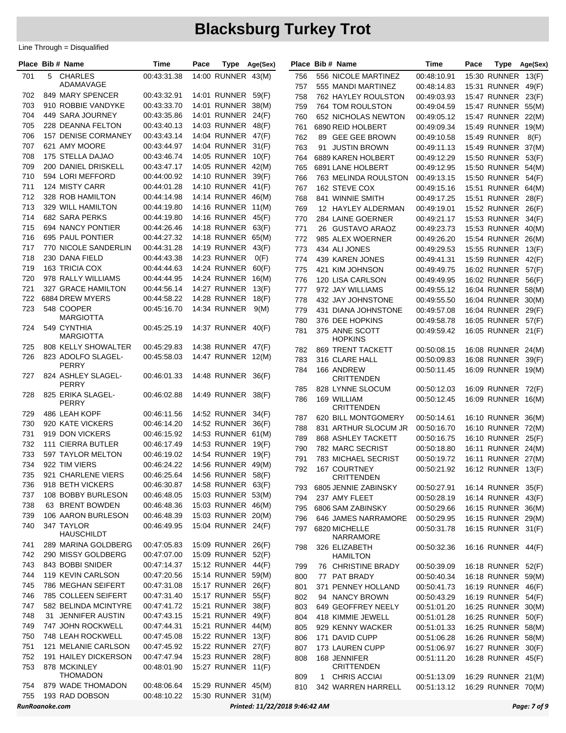# Blacksburg Turkey Trot

Line Through = Disqualified

| Place | Bib # | Name | Time | Pace | Type | Age(Sex) |
|---|---|---|---|---|---|---|
| 701 | 5 | CHARLES ADAMAVAGE | 00:43:31.38 | 14:00 | RUNNER | 43(M) |
| 702 | 849 | MARY SPENCER | 00:43:32.91 | 14:01 | RUNNER | 59(F) |
| 703 | 910 | ROBBIE VANDYKE | 00:43:33.70 | 14:01 | RUNNER | 38(M) |
| 704 | 449 | SARA JOURNEY | 00:43:35.86 | 14:01 | RUNNER | 24(F) |
| 705 | 228 | DEANNA FELTON | 00:43:40.13 | 14:03 | RUNNER | 48(F) |
| 706 | 157 | DENISE CORMANEY | 00:43:43.14 | 14:04 | RUNNER | 47(F) |
| 707 | 621 | AMY MOORE | 00:43:44.97 | 14:04 | RUNNER | 31(F) |
| 708 | 175 | STELLA DAJAO | 00:43:46.74 | 14:05 | RUNNER | 10(F) |
| 709 | 200 | DANIEL DRISKELL | 00:43:47.17 | 14:05 | RUNNER | 42(M) |
| 710 | 594 | LORI MEFFORD | 00:44:00.92 | 14:10 | RUNNER | 39(F) |
| 711 | 124 | MISTY CARR | 00:44:01.28 | 14:10 | RUNNER | 41(F) |
| 712 | 328 | ROB HAMILTON | 00:44:14.98 | 14:14 | RUNNER | 46(M) |
| 713 | 329 | WILL HAMILTON | 00:44:19.80 | 14:16 | RUNNER | 11(M) |
| 714 | 682 | SARA PERKS | 00:44:19.80 | 14:16 | RUNNER | 45(F) |
| 715 | 694 | NANCY PONTIER | 00:44:26.46 | 14:18 | RUNNER | 63(F) |
| 716 | 695 | PAUL PONTIER | 00:44:27.32 | 14:18 | RUNNER | 65(M) |
| 717 | 770 | NICOLE SANDERLIN | 00:44:31.28 | 14:19 | RUNNER | 43(F) |
| 718 | 230 | DANA FIELD | 00:44:43.38 | 14:23 | RUNNER | 0(F) |
| 719 | 163 | TRICIA COX | 00:44:44.63 | 14:24 | RUNNER | 60(F) |
| 720 | 978 | RALLY WILLIAMS | 00:44:44.95 | 14:24 | RUNNER | 16(M) |
| 721 | 327 | GRACE HAMILTON | 00:44:56.14 | 14:27 | RUNNER | 13(F) |
| 722 | 6884 | DREW MYERS | 00:44:58.22 | 14:28 | RUNNER | 18(F) |
| 723 | 548 | COOPER MARGIOTTA | 00:45:16.70 | 14:34 | RUNNER | 9(M) |
| 724 | 549 | CYNTHIA MARGIOTTA | 00:45:25.19 | 14:37 | RUNNER | 40(F) |
| 725 | 808 | KELLY SHOWALTER | 00:45:29.83 | 14:38 | RUNNER | 47(F) |
| 726 | 823 | ADOLFO SLAGEL-PERRY | 00:45:58.03 | 14:47 | RUNNER | 12(M) |
| 727 | 824 | ASHLEY SLAGEL-PERRY | 00:46:01.33 | 14:48 | RUNNER | 36(F) |
| 728 | 825 | ERIKA SLAGEL-PERRY | 00:46:02.88 | 14:49 | RUNNER | 38(F) |
| 729 | 486 | LEAH KOPF | 00:46:11.56 | 14:52 | RUNNER | 34(F) |
| 730 | 920 | KATE VICKERS | 00:46:14.20 | 14:52 | RUNNER | 36(F) |
| 731 | 919 | DON VICKERS | 00:46:15.92 | 14:53 | RUNNER | 61(M) |
| 732 | 111 | CIERRA BUTLER | 00:46:17.49 | 14:53 | RUNNER | 19(F) |
| 733 | 597 | TAYLOR MELTON | 00:46:19.02 | 14:54 | RUNNER | 19(F) |
| 734 | 922 | TIM VIERS | 00:46:24.22 | 14:56 | RUNNER | 49(M) |
| 735 | 921 | CHARLENE VIERS | 00:46:25.64 | 14:56 | RUNNER | 58(F) |
| 736 | 918 | BETH VICKERS | 00:46:30.87 | 14:58 | RUNNER | 63(F) |
| 737 | 108 | BOBBY BURLESON | 00:46:48.05 | 15:03 | RUNNER | 53(M) |
| 738 | 63 | BRENT BOWDEN | 00:46:48.36 | 15:03 | RUNNER | 46(M) |
| 739 | 106 | AARON BURLESON | 00:46:48.39 | 15:03 | RUNNER | 20(M) |
| 740 | 347 | TAYLOR HAUSCHILDT | 00:46:49.95 | 15:04 | RUNNER | 24(F) |
| 741 | 289 | MARINA GOLDBERG | 00:47:05.83 | 15:09 | RUNNER | 26(F) |
| 742 | 290 | MISSY GOLDBERG | 00:47:07.00 | 15:09 | RUNNER | 52(F) |
| 743 | 843 | BOBBI SNIDER | 00:47:14.37 | 15:12 | RUNNER | 44(F) |
| 744 | 119 | KEVIN CARLSON | 00:47:20.56 | 15:14 | RUNNER | 59(M) |
| 745 | 786 | MEGHAN SEIFERT | 00:47:31.08 | 15:17 | RUNNER | 26(F) |
| 746 | 785 | COLLEEN SEIFERT | 00:47:31.40 | 15:17 | RUNNER | 55(F) |
| 747 | 582 | BELINDA MCINTYRE | 00:47:41.72 | 15:21 | RUNNER | 38(F) |
| 748 | 31 | JENNIFER AUSTIN | 00:47:43.15 | 15:21 | RUNNER | 49(F) |
| 749 | 747 | JOHN ROCKWELL | 00:47:44.31 | 15:21 | RUNNER | 44(M) |
| 750 | 748 | LEAH ROCKWELL | 00:47:45.08 | 15:22 | RUNNER | 13(F) |
| 751 | 121 | MELANIE CARLSON | 00:47:45.92 | 15:22 | RUNNER | 27(F) |
| 752 | 191 | HAILEY DICKERSON | 00:47:47.94 | 15:23 | RUNNER | 28(F) |
| 753 | 878 | MCKINLEY THOMADON | 00:48:01.90 | 15:27 | RUNNER | 11(F) |
| 754 | 879 | WADE THOMADON | 00:48:06.64 | 15:29 | RUNNER | 45(M) |
| 755 | 193 | RAD DOBSON | 00:48:10.22 | 15:30 | RUNNER | 31(M) |
| 756 | 556 | NICOLE MARTINEZ | 00:48:10.91 | 15:30 | RUNNER | 13(F) |
| 757 | 555 | MANDI MARTINEZ | 00:48:14.83 | 15:31 | RUNNER | 49(F) |
| 758 | 762 | HAYLEY ROULSTON | 00:49:03.93 | 15:47 | RUNNER | 23(F) |
| 759 | 764 | TOM ROULSTON | 00:49:04.59 | 15:47 | RUNNER | 55(M) |
| 760 | 652 | NICHOLAS NEWTON | 00:49:05.12 | 15:47 | RUNNER | 22(M) |
| 761 | 6890 | REID HOLBERT | 00:49:09.34 | 15:49 | RUNNER | 19(M) |
| 762 | 89 | GEE GEE BROWN | 00:49:10.58 | 15:49 | RUNNER | 8(F) |
| 763 | 91 | JUSTIN BROWN | 00:49:11.13 | 15:49 | RUNNER | 37(M) |
| 764 | 6889 | KAREN HOLBERT | 00:49:12.29 | 15:50 | RUNNER | 53(F) |
| 765 | 6891 | LANE HOLBERT | 00:49:12.95 | 15:50 | RUNNER | 54(M) |
| 766 | 763 | MELINDA ROULSTON | 00:49:13.15 | 15:50 | RUNNER | 54(F) |
| 767 | 162 | STEVE COX | 00:49:15.16 | 15:51 | RUNNER | 64(M) |
| 768 | 841 | WINNIE SMITH | 00:49:17.25 | 15:51 | RUNNER | 28(F) |
| 769 | 12 | HAYLEY ALDERMAN | 00:49:19.01 | 15:52 | RUNNER | 26(F) |
| 770 | 284 | LAINE GOERNER | 00:49:21.17 | 15:53 | RUNNER | 34(F) |
| 771 | 26 | GUSTAVO ARAOZ | 00:49:23.73 | 15:53 | RUNNER | 40(M) |
| 772 | 985 | ALEX WOERNER | 00:49:26.20 | 15:54 | RUNNER | 26(M) |
| 773 | 434 | ALI JONES | 00:49:29.53 | 15:55 | RUNNER | 13(F) |
| 774 | 439 | KAREN JONES | 00:49:41.31 | 15:59 | RUNNER | 42(F) |
| 775 | 421 | KIM JOHNSON | 00:49:49.75 | 16:02 | RUNNER | 57(F) |
| 776 | 120 | LISA CARLSON | 00:49:49.95 | 16:02 | RUNNER | 56(F) |
| 777 | 972 | JAY WILLIAMS | 00:49:55.12 | 16:04 | RUNNER | 58(M) |
| 778 | 432 | JAY JOHNSTONE | 00:49:55.50 | 16:04 | RUNNER | 30(M) |
| 779 | 431 | DIANA JOHNSTONE | 00:49:57.08 | 16:04 | RUNNER | 29(F) |
| 780 | 376 | DEE HOPKINS | 00:49:58.78 | 16:05 | RUNNER | 57(F) |
| 781 | 375 | ANNE SCOTT HOPKINS | 00:49:59.42 | 16:05 | RUNNER | 21(F) |
| 782 | 869 | TRENT TACKETT | 00:50:08.15 | 16:08 | RUNNER | 24(M) |
| 783 | 316 | CLARE HALL | 00:50:09.83 | 16:08 | RUNNER | 39(F) |
| 784 | 166 | ANDREW CRITTENDEN | 00:50:11.45 | 16:09 | RUNNER | 19(M) |
| 785 | 828 | LYNNE SLOCUM | 00:50:12.03 | 16:09 | RUNNER | 72(F) |
| 786 | 169 | WILLIAM CRITTENDEN | 00:50:12.45 | 16:09 | RUNNER | 16(M) |
| 787 | 620 | BILL MONTGOMERY | 00:50:14.61 | 16:10 | RUNNER | 36(M) |
| 788 | 831 | ARTHUR SLOCUM JR | 00:50:16.70 | 16:10 | RUNNER | 72(M) |
| 789 | 868 | ASHLEY TACKETT | 00:50:16.75 | 16:10 | RUNNER | 25(F) |
| 790 | 782 | MARC SECRIST | 00:50:18.80 | 16:11 | RUNNER | 24(M) |
| 791 | 783 | MICHAEL SECRIST | 00:50:19.72 | 16:11 | RUNNER | 27(M) |
| 792 | 167 | COURTNEY CRITTENDEN | 00:50:21.92 | 16:12 | RUNNER | 13(F) |
| 793 | 6805 | JENNIE ZABINSKY | 00:50:27.91 | 16:14 | RUNNER | 35(F) |
| 794 | 237 | AMY FLEET | 00:50:28.19 | 16:14 | RUNNER | 43(F) |
| 795 | 6806 | SAM ZABINSKY | 00:50:29.66 | 16:15 | RUNNER | 36(M) |
| 796 | 646 | JAMES NARRAMORE | 00:50:29.95 | 16:15 | RUNNER | 29(M) |
| 797 | 6820 | MICHELLE NARRAMORE | 00:50:31.78 | 16:15 | RUNNER | 31(F) |
| 798 | 326 | ELIZABETH HAMILTON | 00:50:32.36 | 16:16 | RUNNER | 44(F) |
| 799 | 76 | CHRISTINE BRADY | 00:50:39.09 | 16:18 | RUNNER | 52(F) |
| 800 | 77 | PAT BRADY | 00:50:40.34 | 16:18 | RUNNER | 59(M) |
| 801 | 371 | PENNEY HOLLAND | 00:50:41.73 | 16:19 | RUNNER | 46(F) |
| 802 | 94 | NANCY BROWN | 00:50:43.29 | 16:19 | RUNNER | 54(F) |
| 803 | 649 | GEOFFREY NEELY | 00:51:01.20 | 16:25 | RUNNER | 30(M) |
| 804 | 418 | KIMMIE JEWELL | 00:51:01.28 | 16:25 | RUNNER | 50(F) |
| 805 | 929 | KENNY WACKER | 00:51:01.33 | 16:25 | RUNNER | 58(M) |
| 806 | 171 | DAVID CUPP | 00:51:06.28 | 16:26 | RUNNER | 58(M) |
| 807 | 173 | LAUREN CUPP | 00:51:06.97 | 16:27 | RUNNER | 30(F) |
| 808 | 168 | JENNIFER CRITTENDEN | 00:51:11.20 | 16:28 | RUNNER | 45(F) |
| 809 | 1 | CHRIS ACCIAI | 00:51:13.09 | 16:29 | RUNNER | 21(M) |
| 810 | 342 | WARREN HARRELL | 00:51:13.12 | 16:29 | RUNNER | 70(M) |

RunRoanoke.com — Printed: 11/22/2018 9:46:42 AM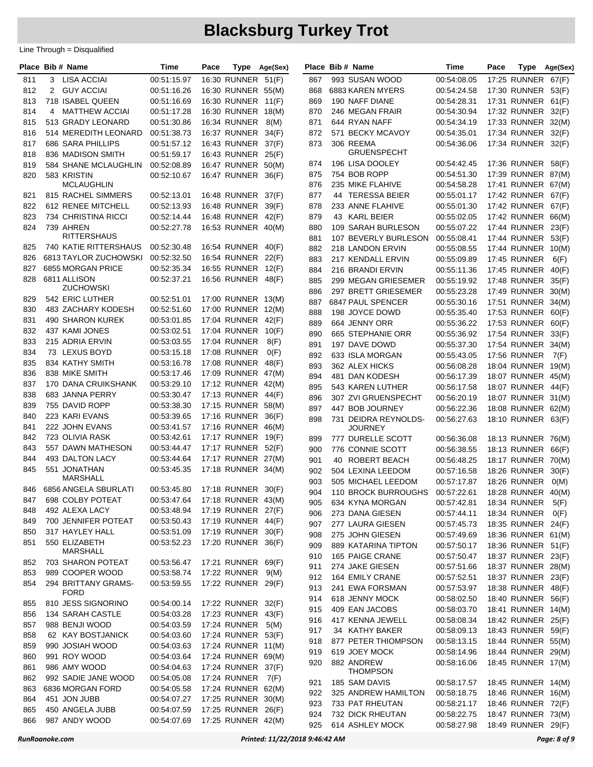# Blacksburg Turkey Trot

Line Through = Disqualified

| Place | Bib # | Name | Time | Pace | Type | Age(Sex) |
|---|---|---|---|---|---|---|
| 811 | 3 | LISA ACCIAI | 00:51:15.97 | 16:30 | RUNNER | 51(F) |
| 812 | 2 | GUY ACCIAI | 00:51:16.26 | 16:30 | RUNNER | 55(M) |
| 813 | 718 | ISABEL QUEEN | 00:51:16.69 | 16:30 | RUNNER | 11(F) |
| 814 | 4 | MATTHEW ACCIAI | 00:51:17.28 | 16:30 | RUNNER | 18(M) |
| 815 | 513 | GRADY LEONARD | 00:51:30.86 | 16:34 | RUNNER | 8(M) |
| 816 | 514 | MEREDITH LEONARD | 00:51:38.73 | 16:37 | RUNNER | 34(F) |
| 817 | 686 | SARA PHILLIPS | 00:51:57.12 | 16:43 | RUNNER | 37(F) |
| 818 | 836 | MADISON SMITH | 00:51:59.17 | 16:43 | RUNNER | 25(F) |
| 819 | 584 | SHANE MCLAUGHLIN | 00:52:08.89 | 16:47 | RUNNER | 50(M) |
| 820 | 583 | KRISTIN MCLAUGHLIN | 00:52:10.67 | 16:47 | RUNNER | 36(F) |
| 821 | 815 | RACHEL SIMMERS | 00:52:13.01 | 16:48 | RUNNER | 37(F) |
| 822 | 612 | RENEE MITCHELL | 00:52:13.93 | 16:48 | RUNNER | 39(F) |
| 823 | 734 | CHRISTINA RICCI | 00:52:14.44 | 16:48 | RUNNER | 42(F) |
| 824 | 739 | AHREN RITTERSHAUS | 00:52:27.78 | 16:53 | RUNNER | 40(M) |
| 825 | 740 | KATIE RITTERSHAUS | 00:52:30.48 | 16:54 | RUNNER | 40(F) |
| 826 | 6813 | TAYLOR ZUCHOWSKI | 00:52:32.50 | 16:54 | RUNNER | 22(F) |
| 827 | 6855 | MORGAN PRICE | 00:52:35.34 | 16:55 | RUNNER | 12(F) |
| 828 | 6811 | ALLISON ZUCHOWSKI | 00:52:37.21 | 16:56 | RUNNER | 48(F) |
| 829 | 542 | ERIC LUTHER | 00:52:51.01 | 17:00 | RUNNER | 13(M) |
| 830 | 483 | ZACHARY KODESH | 00:52:51.60 | 17:00 | RUNNER | 12(M) |
| 831 | 490 | SHARON KUREK | 00:53:01.85 | 17:04 | RUNNER | 42(F) |
| 832 | 437 | KAMI JONES | 00:53:02.51 | 17:04 | RUNNER | 10(F) |
| 833 | 215 | ADRIA ERVIN | 00:53:03.55 | 17:04 | RUNNER | 8(F) |
| 834 | 73 | LEXUS BOYD | 00:53:15.18 | 17:08 | RUNNER | 0(F) |
| 835 | 834 | KATHY SMITH | 00:53:16.78 | 17:08 | RUNNER | 48(F) |
| 836 | 838 | MIKE SMITH | 00:53:17.46 | 17:09 | RUNNER | 47(M) |
| 837 | 170 | DANA CRUIKSHANK | 00:53:29.10 | 17:12 | RUNNER | 42(M) |
| 838 | 683 | JANNA PERRY | 00:53:30.47 | 17:13 | RUNNER | 44(F) |
| 839 | 755 | DAVID ROPP | 00:53:38.30 | 17:15 | RUNNER | 58(M) |
| 840 | 223 | KARI EVANS | 00:53:39.65 | 17:16 | RUNNER | 36(F) |
| 841 | 222 | JOHN EVANS | 00:53:41.57 | 17:16 | RUNNER | 46(M) |
| 842 | 723 | OLIVIA RASK | 00:53:42.61 | 17:17 | RUNNER | 19(F) |
| 843 | 557 | DAWN MATHESON | 00:53:44.47 | 17:17 | RUNNER | 52(F) |
| 844 | 493 | DALTON LACY | 00:53:44.64 | 17:17 | RUNNER | 27(M) |
| 845 | 551 | JONATHAN MARSHALL | 00:53:45.35 | 17:18 | RUNNER | 34(M) |
| 846 | 6856 | ANGELA SBURLATI | 00:53:45.80 | 17:18 | RUNNER | 30(F) |
| 847 | 698 | COLBY POTEAT | 00:53:47.64 | 17:18 | RUNNER | 43(M) |
| 848 | 492 | ALEXA LACY | 00:53:48.94 | 17:19 | RUNNER | 27(F) |
| 849 | 700 | JENNIFER POTEAT | 00:53:50.43 | 17:19 | RUNNER | 44(F) |
| 850 | 317 | HAYLEY HALL | 00:53:51.09 | 17:19 | RUNNER | 30(F) |
| 851 | 550 | ELIZABETH MARSHALL | 00:53:52.23 | 17:20 | RUNNER | 36(F) |
| 852 | 703 | SHARON POTEAT | 00:53:56.47 | 17:21 | RUNNER | 69(F) |
| 853 | 989 | COOPER WOOD | 00:53:58.74 | 17:22 | RUNNER | 9(M) |
| 854 | 294 | BRITTANY GRAMS-FORD | 00:53:59.55 | 17:22 | RUNNER | 29(F) |
| 855 | 810 | JESS SIGNORINO | 00:54:00.14 | 17:22 | RUNNER | 32(F) |
| 856 | 134 | SARAH CASTLE | 00:54:03.28 | 17:23 | RUNNER | 43(F) |
| 857 | 988 | BENJI WOOD | 00:54:03.59 | 17:24 | RUNNER | 5(M) |
| 858 | 62 | KAY BOSTJANICK | 00:54:03.60 | 17:24 | RUNNER | 53(F) |
| 859 | 990 | JOSIAH WOOD | 00:54:03.63 | 17:24 | RUNNER | 11(M) |
| 860 | 991 | ROY WOOD | 00:54:03.64 | 17:24 | RUNNER | 69(M) |
| 861 | 986 | AMY WOOD | 00:54:04.63 | 17:24 | RUNNER | 37(F) |
| 862 | 992 | SADIE JANE WOOD | 00:54:05.08 | 17:24 | RUNNER | 7(F) |
| 863 | 6836 | MORGAN FORD | 00:54:05.58 | 17:24 | RUNNER | 62(M) |
| 864 | 451 | JON JUBB | 00:54:07.27 | 17:25 | RUNNER | 30(M) |
| 865 | 450 | ANGELA JUBB | 00:54:07.59 | 17:25 | RUNNER | 26(F) |
| 866 | 987 | ANDY WOOD | 00:54:07.69 | 17:25 | RUNNER | 42(M) |
| 867 | 993 | SUSAN WOOD | 00:54:08.05 | 17:25 | RUNNER | 67(F) |
| 868 | 6883 | KAREN MYERS | 00:54:24.58 | 17:30 | RUNNER | 53(F) |
| 869 | 190 | NAFF DIANE | 00:54:28.31 | 17:31 | RUNNER | 61(F) |
| 870 | 246 | MEGAN FRAIR | 00:54:30.94 | 17:32 | RUNNER | 32(F) |
| 871 | 644 | RYAN NAFF | 00:54:34.19 | 17:33 | RUNNER | 32(M) |
| 872 | 571 | BECKY MCAVOY | 00:54:35.01 | 17:34 | RUNNER | 32(F) |
| 873 | 306 | REEMA GRUENSPECHT | 00:54:36.06 | 17:34 | RUNNER | 32(F) |
| 874 | 196 | LISA DOOLEY | 00:54:42.45 | 17:36 | RUNNER | 58(F) |
| 875 | 754 | BOB ROPP | 00:54:51.30 | 17:39 | RUNNER | 87(M) |
| 876 | 235 | MIKE FLAHIVE | 00:54:58.28 | 17:41 | RUNNER | 67(M) |
| 877 | 44 | TERESSA BEIER | 00:55:01.17 | 17:42 | RUNNER | 67(F) |
| 878 | 233 | ANNE FLAHIVE | 00:55:01.30 | 17:42 | RUNNER | 67(F) |
| 879 | 43 | KARL BEIER | 00:55:02.05 | 17:42 | RUNNER | 66(M) |
| 880 | 109 | SARAH BURLESON | 00:55:07.22 | 17:44 | RUNNER | 23(F) |
| 881 | 107 | BEVERLY BURLESON | 00:55:08.41 | 17:44 | RUNNER | 53(F) |
| 882 | 218 | LANDON ERVIN | 00:55:08.55 | 17:44 | RUNNER | 10(M) |
| 883 | 217 | KENDALL ERVIN | 00:55:09.89 | 17:45 | RUNNER | 6(F) |
| 884 | 216 | BRANDI ERVIN | 00:55:11.36 | 17:45 | RUNNER | 40(F) |
| 885 | 299 | MEGAN GRIESEMER | 00:55:19.92 | 17:48 | RUNNER | 35(F) |
| 886 | 297 | BRETT GRIESEMER | 00:55:23.28 | 17:49 | RUNNER | 30(M) |
| 887 | 6847 | PAUL SPENCER | 00:55:30.16 | 17:51 | RUNNER | 34(M) |
| 888 | 198 | JOYCE DOWD | 00:55:35.40 | 17:53 | RUNNER | 60(F) |
| 889 | 664 | JENNY ORR | 00:55:36.22 | 17:53 | RUNNER | 60(F) |
| 890 | 665 | STEPHANIE ORR | 00:55:36.92 | 17:54 | RUNNER | 33(F) |
| 891 | 197 | DAVE DOWD | 00:55:37.30 | 17:54 | RUNNER | 34(M) |
| 892 | 633 | ISLA MORGAN | 00:55:43.05 | 17:56 | RUNNER | 7(F) |
| 893 | 362 | ALEX HICKS | 00:56:08.28 | 18:04 | RUNNER | 19(M) |
| 894 | 481 | DAN KODESH | 00:56:17.39 | 18:07 | RUNNER | 45(M) |
| 895 | 543 | KAREN LUTHER | 00:56:17.58 | 18:07 | RUNNER | 44(F) |
| 896 | 307 | ZVI GRUENSPECHT | 00:56:20.19 | 18:07 | RUNNER | 31(M) |
| 897 | 447 | BOB JOURNEY | 00:56:22.36 | 18:08 | RUNNER | 62(M) |
| 898 | 731 | DEIDRA REYNOLDS-JOURNEY | 00:56:27.63 | 18:10 | RUNNER | 63(F) |
| 899 | 777 | DURELLE SCOTT | 00:56:36.08 | 18:13 | RUNNER | 76(M) |
| 900 | 776 | CONNIE SCOTT | 00:56:38.55 | 18:13 | RUNNER | 66(F) |
| 901 | 40 | ROBERT BEACH | 00:56:48.25 | 18:17 | RUNNER | 70(M) |
| 902 | 504 | LEXINA LEEDOM | 00:57:16.58 | 18:26 | RUNNER | 30(F) |
| 903 | 505 | MICHAEL LEEDOM | 00:57:17.87 | 18:26 | RUNNER | 0(M) |
| 904 | 110 | BROCK BURROUGHS | 00:57:22.61 | 18:28 | RUNNER | 40(M) |
| 905 | 634 | KYNA MORGAN | 00:57:42.81 | 18:34 | RUNNER | 5(F) |
| 906 | 273 | DANA GIESEN | 00:57:44.11 | 18:34 | RUNNER | 0(F) |
| 907 | 277 | LAURA GIESEN | 00:57:45.73 | 18:35 | RUNNER | 24(F) |
| 908 | 275 | JOHN GIESEN | 00:57:49.69 | 18:36 | RUNNER | 61(M) |
| 909 | 889 | KATARINA TIPTON | 00:57:50.17 | 18:36 | RUNNER | 51(F) |
| 910 | 165 | PAIGE CRANE | 00:57:50.47 | 18:37 | RUNNER | 23(F) |
| 911 | 274 | JAKE GIESEN | 00:57:51.66 | 18:37 | RUNNER | 28(M) |
| 912 | 164 | EMILY CRANE | 00:57:52.51 | 18:37 | RUNNER | 23(F) |
| 913 | 241 | EWA FORSMAN | 00:57:53.97 | 18:38 | RUNNER | 48(F) |
| 914 | 618 | JENNY MOCK | 00:58:02.50 | 18:40 | RUNNER | 56(F) |
| 915 | 409 | EAN JACOBS | 00:58:03.70 | 18:41 | RUNNER | 14(M) |
| 916 | 417 | KENNA JEWELL | 00:58:08.34 | 18:42 | RUNNER | 25(F) |
| 917 | 34 | KATHY BAKER | 00:58:09.13 | 18:43 | RUNNER | 59(F) |
| 918 | 877 | PETER THIOMPSON | 00:58:13.15 | 18:44 | RUNNER | 55(M) |
| 919 | 619 | JOEY MOCK | 00:58:14.96 | 18:44 | RUNNER | 29(M) |
| 920 | 882 | ANDREW THOMPSON | 00:58:16.06 | 18:45 | RUNNER | 17(M) |
| 921 | 185 | SAM DAVIS | 00:58:17.57 | 18:45 | RUNNER | 14(M) |
| 922 | 325 | ANDREW HAMILTON | 00:58:18.75 | 18:46 | RUNNER | 16(M) |
| 923 | 733 | PAT RHEUTAN | 00:58:21.17 | 18:46 | RUNNER | 72(F) |
| 924 | 732 | DICK RHEUTAN | 00:58:22.75 | 18:47 | RUNNER | 73(M) |
| 925 | 614 | ASHLEY MOCK | 00:58:27.98 | 18:49 | RUNNER | 29(F) |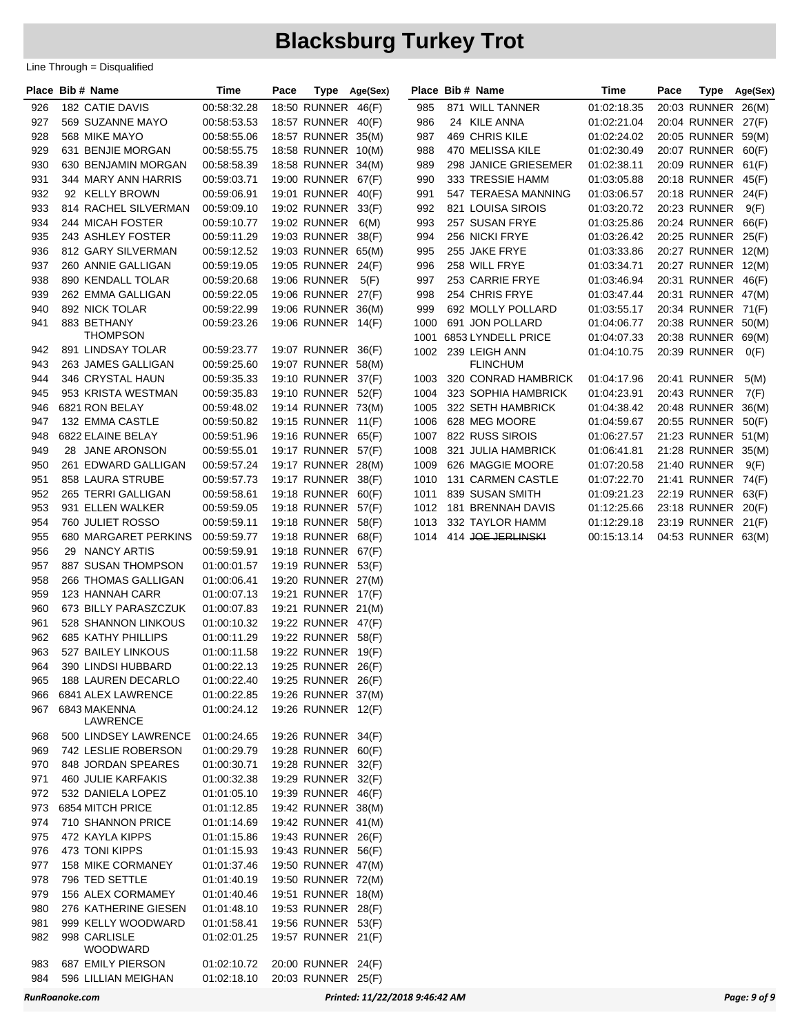# Blacksburg Turkey Trot

Line Through = Disqualified

| Place | Bib # | Name | Time | Pace | Type | Age(Sex) |
|---|---|---|---|---|---|---|
| 926 | 182 | CATIE DAVIS | 00:58:32.28 | 18:50 | RUNNER | 46(F) |
| 927 | 569 | SUZANNE MAYO | 00:58:53.53 | 18:57 | RUNNER | 40(F) |
| 928 | 568 | MIKE MAYO | 00:58:55.06 | 18:57 | RUNNER | 35(M) |
| 929 | 631 | BENJIE MORGAN | 00:58:55.75 | 18:58 | RUNNER | 10(M) |
| 930 | 630 | BENJAMIN MORGAN | 00:58:58.39 | 18:58 | RUNNER | 34(M) |
| 931 | 344 | MARY ANN HARRIS | 00:59:03.71 | 19:00 | RUNNER | 67(F) |
| 932 | 92 | KELLY BROWN | 00:59:06.91 | 19:01 | RUNNER | 40(F) |
| 933 | 814 | RACHEL SILVERMAN | 00:59:09.10 | 19:02 | RUNNER | 33(F) |
| 934 | 244 | MICAH FOSTER | 00:59:10.77 | 19:02 | RUNNER | 6(M) |
| 935 | 243 | ASHLEY FOSTER | 00:59:11.29 | 19:03 | RUNNER | 38(F) |
| 936 | 812 | GARY SILVERMAN | 00:59:12.52 | 19:03 | RUNNER | 65(M) |
| 937 | 260 | ANNIE GALLIGAN | 00:59:19.05 | 19:05 | RUNNER | 24(F) |
| 938 | 890 | KENDALL TOLAR | 00:59:20.68 | 19:06 | RUNNER | 5(F) |
| 939 | 262 | EMMA GALLIGAN | 00:59:22.05 | 19:06 | RUNNER | 27(F) |
| 940 | 892 | NICK TOLAR | 00:59:22.99 | 19:06 | RUNNER | 36(M) |
| 941 | 883 | BETHANY THOMPSON | 00:59:23.26 | 19:06 | RUNNER | 14(F) |
| 942 | 891 | LINDSAY TOLAR | 00:59:23.77 | 19:07 | RUNNER | 36(F) |
| 943 | 263 | JAMES GALLIGAN | 00:59:25.60 | 19:07 | RUNNER | 58(M) |
| 944 | 346 | CRYSTAL HAUN | 00:59:35.33 | 19:10 | RUNNER | 37(F) |
| 945 | 953 | KRISTA WESTMAN | 00:59:35.83 | 19:10 | RUNNER | 52(F) |
| 946 | 6821 | RON BELAY | 00:59:48.02 | 19:14 | RUNNER | 73(M) |
| 947 | 132 | EMMA CASTLE | 00:59:50.82 | 19:15 | RUNNER | 11(F) |
| 948 | 6822 | ELAINE BELAY | 00:59:51.96 | 19:16 | RUNNER | 65(F) |
| 949 | 28 | JANE ARONSON | 00:59:55.01 | 19:17 | RUNNER | 57(F) |
| 950 | 261 | EDWARD GALLIGAN | 00:59:57.24 | 19:17 | RUNNER | 28(M) |
| 951 | 858 | LAURA STRUBE | 00:59:57.73 | 19:17 | RUNNER | 38(F) |
| 952 | 265 | TERRI GALLIGAN | 00:59:58.61 | 19:18 | RUNNER | 60(F) |
| 953 | 931 | ELLEN WALKER | 00:59:59.05 | 19:18 | RUNNER | 57(F) |
| 954 | 760 | JULIET ROSSO | 00:59:59.11 | 19:18 | RUNNER | 58(F) |
| 955 | 680 | MARGARET PERKINS | 00:59:59.77 | 19:18 | RUNNER | 68(F) |
| 956 | 29 | NANCY ARTIS | 00:59:59.91 | 19:18 | RUNNER | 67(F) |
| 957 | 887 | SUSAN THOMPSON | 01:00:01.57 | 19:19 | RUNNER | 53(F) |
| 958 | 266 | THOMAS GALLIGAN | 01:00:06.41 | 19:20 | RUNNER | 27(M) |
| 959 | 123 | HANNAH CARR | 01:00:07.13 | 19:21 | RUNNER | 17(F) |
| 960 | 673 | BILLY PARASZCZUK | 01:00:07.83 | 19:21 | RUNNER | 21(M) |
| 961 | 528 | SHANNON LINKOUS | 01:00:10.32 | 19:22 | RUNNER | 47(F) |
| 962 | 685 | KATHY PHILLIPS | 01:00:11.29 | 19:22 | RUNNER | 58(F) |
| 963 | 527 | BAILEY LINKOUS | 01:00:11.58 | 19:22 | RUNNER | 19(F) |
| 964 | 390 | LINDSI HUBBARD | 01:00:22.13 | 19:25 | RUNNER | 26(F) |
| 965 | 188 | LAUREN DECARLO | 01:00:22.40 | 19:25 | RUNNER | 26(F) |
| 966 | 6841 | ALEX LAWRENCE | 01:00:22.85 | 19:26 | RUNNER | 37(M) |
| 967 | 6843 | MAKENNA LAWRENCE | 01:00:24.12 | 19:26 | RUNNER | 12(F) |
| 968 | 500 | LINDSEY LAWRENCE | 01:00:24.65 | 19:26 | RUNNER | 34(F) |
| 969 | 742 | LESLIE ROBERSON | 01:00:29.79 | 19:28 | RUNNER | 60(F) |
| 970 | 848 | JORDAN SPEARES | 01:00:30.71 | 19:28 | RUNNER | 32(F) |
| 971 | 460 | JULIE KARFAKIS | 01:00:32.38 | 19:29 | RUNNER | 32(F) |
| 972 | 532 | DANIELA LOPEZ | 01:01:05.10 | 19:39 | RUNNER | 46(F) |
| 973 | 6854 | MITCH PRICE | 01:01:12.85 | 19:42 | RUNNER | 38(M) |
| 974 | 710 | SHANNON PRICE | 01:01:14.69 | 19:42 | RUNNER | 41(M) |
| 975 | 472 | KAYLA KIPPS | 01:01:15.86 | 19:43 | RUNNER | 26(F) |
| 976 | 473 | TONI KIPPS | 01:01:15.93 | 19:43 | RUNNER | 56(F) |
| 977 | 158 | MIKE CORMANEY | 01:01:37.46 | 19:50 | RUNNER | 47(M) |
| 978 | 796 | TED SETTLE | 01:01:40.19 | 19:50 | RUNNER | 72(M) |
| 979 | 156 | ALEX CORMAMEY | 01:01:40.46 | 19:51 | RUNNER | 18(M) |
| 980 | 276 | KATHERINE GIESEN | 01:01:48.10 | 19:53 | RUNNER | 28(F) |
| 981 | 999 | KELLY WOODWARD | 01:01:58.41 | 19:56 | RUNNER | 53(F) |
| 982 | 998 | CARLISLE WOODWARD | 01:02:01.25 | 19:57 | RUNNER | 21(F) |
| 983 | 687 | EMILY PIERSON | 01:02:10.72 | 20:00 | RUNNER | 24(F) |
| 984 | 596 | LILLIAN MEIGHAN | 01:02:18.10 | 20:03 | RUNNER | 25(F) |
| 985 | 871 | WILL TANNER | 01:02:18.35 | 20:03 | RUNNER | 26(M) |
| 986 | 24 | KILE ANNA | 01:02:21.04 | 20:04 | RUNNER | 27(F) |
| 987 | 469 | CHRIS KILE | 01:02:24.02 | 20:05 | RUNNER | 59(M) |
| 988 | 470 | MELISSA KILE | 01:02:30.49 | 20:07 | RUNNER | 60(F) |
| 989 | 298 | JANICE GRIESEMER | 01:02:38.11 | 20:09 | RUNNER | 61(F) |
| 990 | 333 | TRESSIE HAMM | 01:03:05.88 | 20:18 | RUNNER | 45(F) |
| 991 | 547 | TERAESA MANNING | 01:03:06.57 | 20:18 | RUNNER | 24(F) |
| 992 | 821 | LOUISA SIROIS | 01:03:20.72 | 20:23 | RUNNER | 9(F) |
| 993 | 257 | SUSAN FRYE | 01:03:25.86 | 20:24 | RUNNER | 66(F) |
| 994 | 256 | NICKI FRYE | 01:03:26.42 | 20:25 | RUNNER | 25(F) |
| 995 | 255 | JAKE FRYE | 01:03:33.86 | 20:27 | RUNNER | 12(M) |
| 996 | 258 | WILL FRYE | 01:03:34.71 | 20:27 | RUNNER | 12(M) |
| 997 | 253 | CARRIE FRYE | 01:03:46.94 | 20:31 | RUNNER | 46(F) |
| 998 | 254 | CHRIS FRYE | 01:03:47.44 | 20:31 | RUNNER | 47(M) |
| 999 | 692 | MOLLY POLLARD | 01:03:55.17 | 20:34 | RUNNER | 71(F) |
| 1000 | 691 | JON POLLARD | 01:04:06.77 | 20:38 | RUNNER | 50(M) |
| 1001 | 6853 | LYNDELL PRICE | 01:04:07.33 | 20:38 | RUNNER | 69(M) |
| 1002 | 239 | LEIGH ANN FLINCHUM | 01:04:10.75 | 20:39 | RUNNER | 0(F) |
| 1003 | 320 | CONRAD HAMBRICK | 01:04:17.96 | 20:41 | RUNNER | 5(M) |
| 1004 | 323 | SOPHIA HAMBRICK | 01:04:23.91 | 20:43 | RUNNER | 7(F) |
| 1005 | 322 | SETH HAMBRICK | 01:04:38.42 | 20:48 | RUNNER | 36(M) |
| 1006 | 628 | MEG MOORE | 01:04:59.67 | 20:55 | RUNNER | 50(F) |
| 1007 | 822 | RUSS SIROIS | 01:06:27.57 | 21:23 | RUNNER | 51(M) |
| 1008 | 321 | JULIA HAMBRICK | 01:06:41.81 | 21:28 | RUNNER | 35(M) |
| 1009 | 626 | MAGGIE MOORE | 01:07:20.58 | 21:40 | RUNNER | 9(F) |
| 1010 | 131 | CARMEN CASTLE | 01:07:22.70 | 21:41 | RUNNER | 74(F) |
| 1011 | 839 | SUSAN SMITH | 01:09:21.23 | 22:19 | RUNNER | 63(F) |
| 1012 | 181 | BRENNAH DAVIS | 01:12:25.66 | 23:18 | RUNNER | 20(F) |
| 1013 | 332 | TAYLOR HAMM | 01:12:29.18 | 23:19 | RUNNER | 21(F) |
| 1014 | 414 | ~~JOE JERLINSKI~~ | 00:15:13.14 | 04:53 | RUNNER | 63(M) |